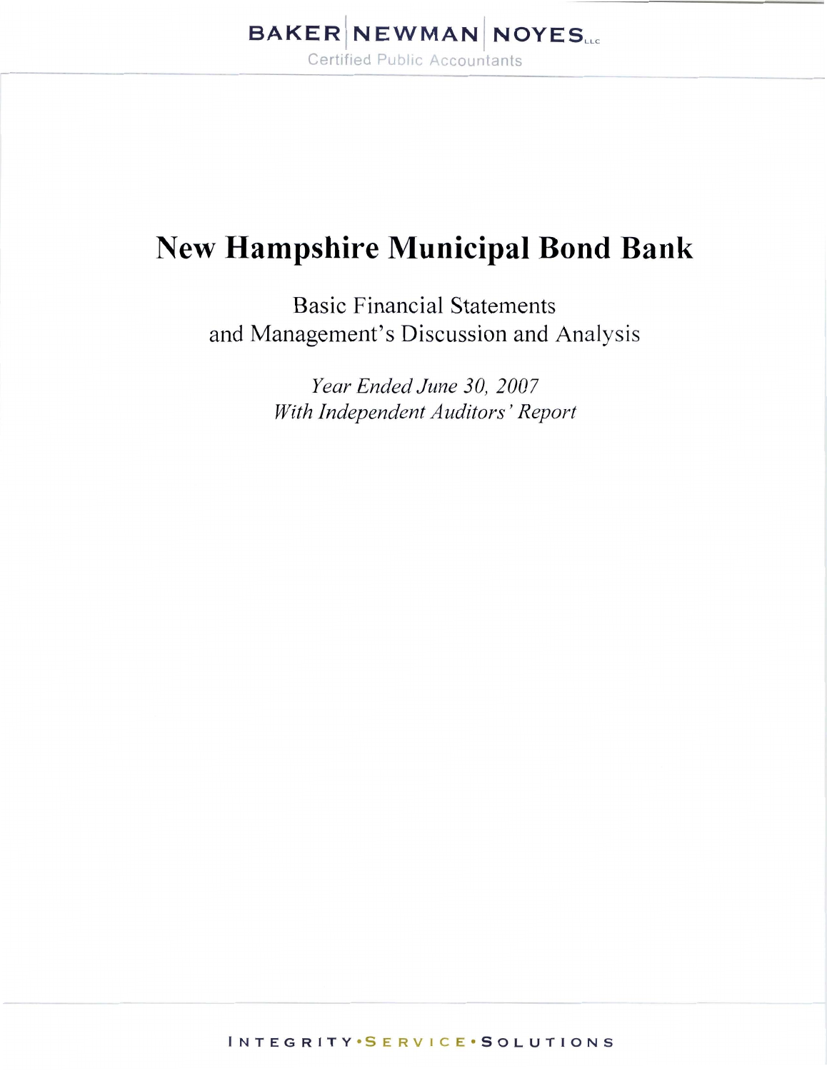BAKER | NEWMAN | NOYES LLC

Certified Public Accountants

# New Hampshire Municipal Bond Bank

Basic Financial Statements
and Management's Discussion and Analysis

*Year Ended June 30, 2007*
*With Independent Auditors' Report*

INTEGRITY • SERVICE • SOLUTIONS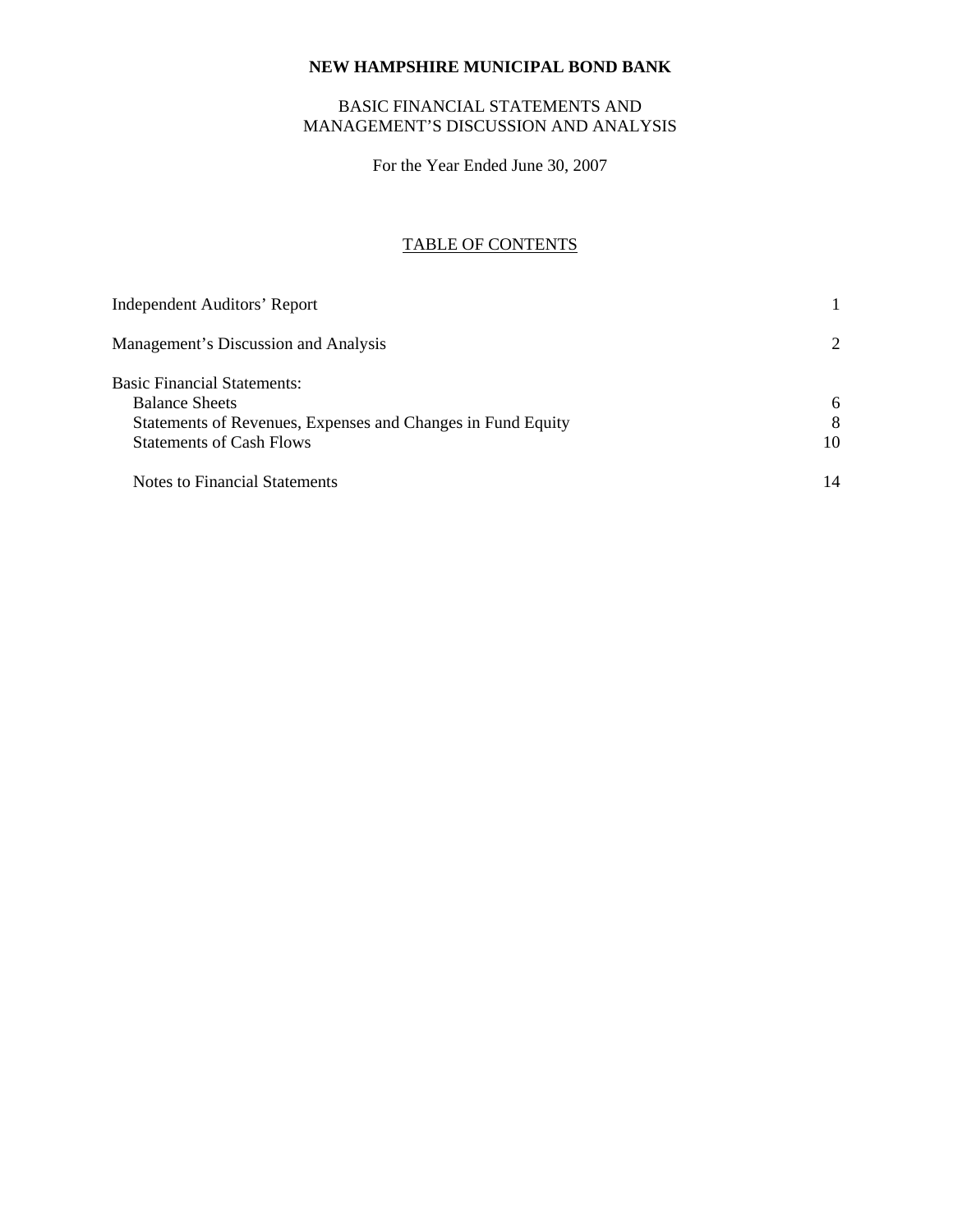**NEW HAMPSHIRE MUNICIPAL BOND BANK**

BASIC FINANCIAL STATEMENTS AND
MANAGEMENT'S DISCUSSION AND ANALYSIS

For the Year Ended June 30, 2007

TABLE OF CONTENTS

| | |
|---|---|
| Independent Auditors' Report | 1 |
| Management's Discussion and Analysis | 2 |
| Basic Financial Statements: | |
| Balance Sheets | 6 |
| Statements of Revenues, Expenses and Changes in Fund Equity | 8 |
| Statements of Cash Flows | 10 |
| Notes to Financial Statements | 14 |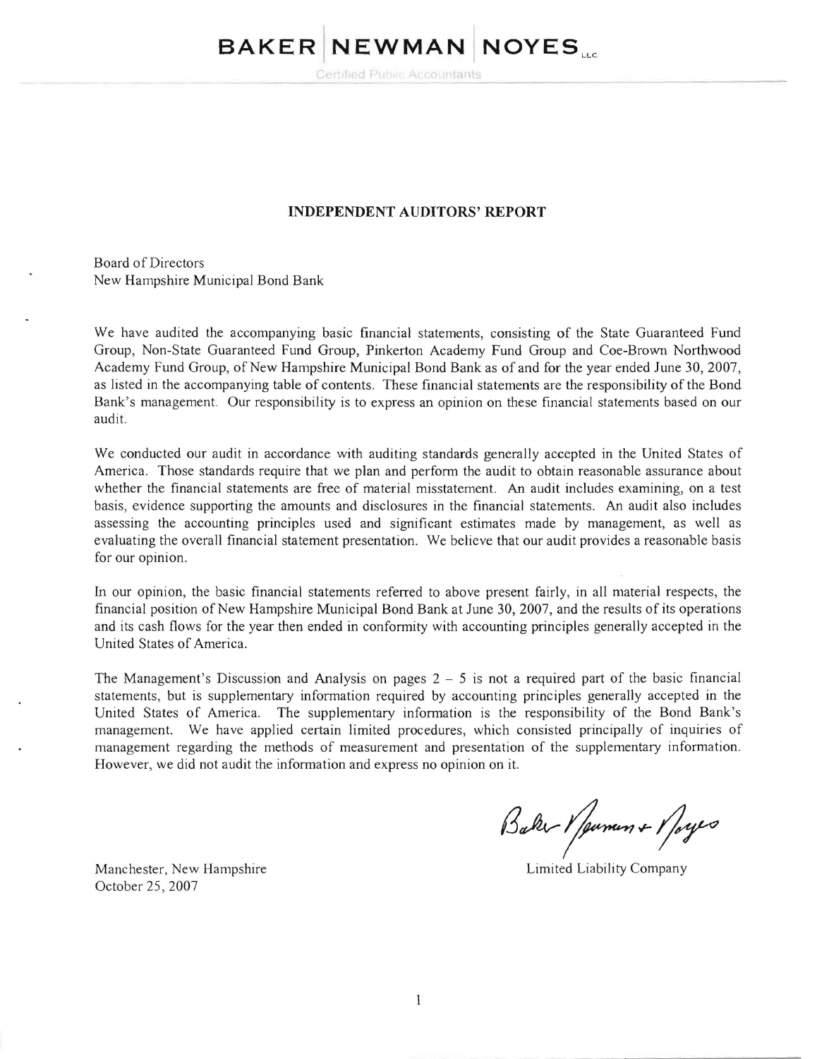# BAKER NEWMAN NOYES LLC

Certified Public Accountants

## INDEPENDENT AUDITORS' REPORT

Board of Directors
New Hampshire Municipal Bond Bank

We have audited the accompanying basic financial statements, consisting of the State Guaranteed Fund Group, Non-State Guaranteed Fund Group, Pinkerton Academy Fund Group and Coe-Brown Northwood Academy Fund Group, of New Hampshire Municipal Bond Bank as of and for the year ended June 30, 2007, as listed in the accompanying table of contents. These financial statements are the responsibility of the Bond Bank's management. Our responsibility is to express an opinion on these financial statements based on our audit.

We conducted our audit in accordance with auditing standards generally accepted in the United States of America. Those standards require that we plan and perform the audit to obtain reasonable assurance about whether the financial statements are free of material misstatement. An audit includes examining, on a test basis, evidence supporting the amounts and disclosures in the financial statements. An audit also includes assessing the accounting principles used and significant estimates made by management, as well as evaluating the overall financial statement presentation. We believe that our audit provides a reasonable basis for our opinion.

In our opinion, the basic financial statements referred to above present fairly, in all material respects, the financial position of New Hampshire Municipal Bond Bank at June 30, 2007, and the results of its operations and its cash flows for the year then ended in conformity with accounting principles generally accepted in the United States of America.

The Management's Discussion and Analysis on pages 2 – 5 is not a required part of the basic financial statements, but is supplementary information required by accounting principles generally accepted in the United States of America. The supplementary information is the responsibility of the Bond Bank's management. We have applied certain limited procedures, which consisted principally of inquiries of management regarding the methods of measurement and presentation of the supplementary information. However, we did not audit the information and express no opinion on it.

Baker Newman + Noyes

Limited Liability Company

Manchester, New Hampshire
October 25, 2007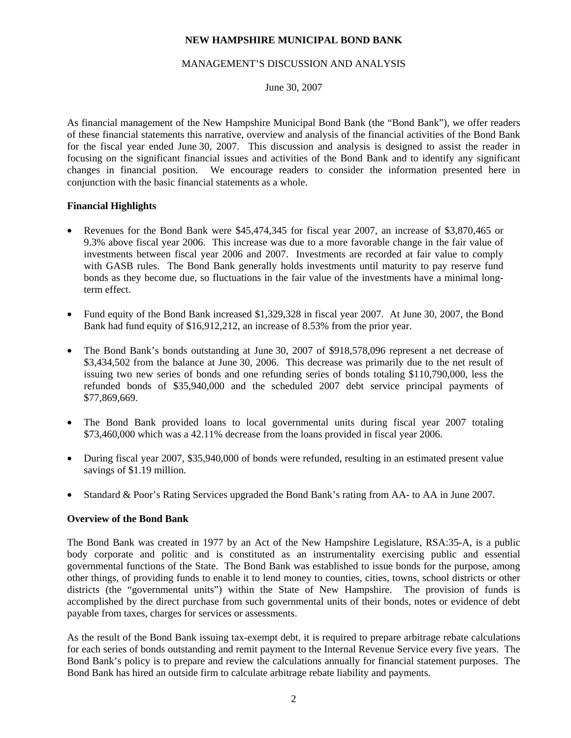**NEW HAMPSHIRE MUNICIPAL BOND BANK**

MANAGEMENT'S DISCUSSION AND ANALYSIS

June 30, 2007

As financial management of the New Hampshire Municipal Bond Bank (the "Bond Bank"), we offer readers of these financial statements this narrative, overview and analysis of the financial activities of the Bond Bank for the fiscal year ended June 30, 2007. This discussion and analysis is designed to assist the reader in focusing on the significant financial issues and activities of the Bond Bank and to identify any significant changes in financial position. We encourage readers to consider the information presented here in conjunction with the basic financial statements as a whole.

**Financial Highlights**

- Revenues for the Bond Bank were $45,474,345 for fiscal year 2007, an increase of $3,870,465 or 9.3% above fiscal year 2006. This increase was due to a more favorable change in the fair value of investments between fiscal year 2006 and 2007. Investments are recorded at fair value to comply with GASB rules. The Bond Bank generally holds investments until maturity to pay reserve fund bonds as they become due, so fluctuations in the fair value of the investments have a minimal long-term effect.

- Fund equity of the Bond Bank increased $1,329,328 in fiscal year 2007. At June 30, 2007, the Bond Bank had fund equity of $16,912,212, an increase of 8.53% from the prior year.

- The Bond Bank's bonds outstanding at June 30, 2007 of $918,578,096 represent a net decrease of $3,434,502 from the balance at June 30, 2006. This decrease was primarily due to the net result of issuing two new series of bonds and one refunding series of bonds totaling $110,790,000, less the refunded bonds of $35,940,000 and the scheduled 2007 debt service principal payments of $77,869,669.

- The Bond Bank provided loans to local governmental units during fiscal year 2007 totaling $73,460,000 which was a 42.11% decrease from the loans provided in fiscal year 2006.

- During fiscal year 2007, $35,940,000 of bonds were refunded, resulting in an estimated present value savings of $1.19 million.

- Standard & Poor's Rating Services upgraded the Bond Bank's rating from AA- to AA in June 2007.

**Overview of the Bond Bank**

The Bond Bank was created in 1977 by an Act of the New Hampshire Legislature, RSA:35-A, is a public body corporate and politic and is constituted as an instrumentality exercising public and essential governmental functions of the State. The Bond Bank was established to issue bonds for the purpose, among other things, of providing funds to enable it to lend money to counties, cities, towns, school districts or other districts (the "governmental units") within the State of New Hampshire. The provision of funds is accomplished by the direct purchase from such governmental units of their bonds, notes or evidence of debt payable from taxes, charges for services or assessments.

As the result of the Bond Bank issuing tax-exempt debt, it is required to prepare arbitrage rebate calculations for each series of bonds outstanding and remit payment to the Internal Revenue Service every five years. The Bond Bank's policy is to prepare and review the calculations annually for financial statement purposes. The Bond Bank has hired an outside firm to calculate arbitrage rebate liability and payments.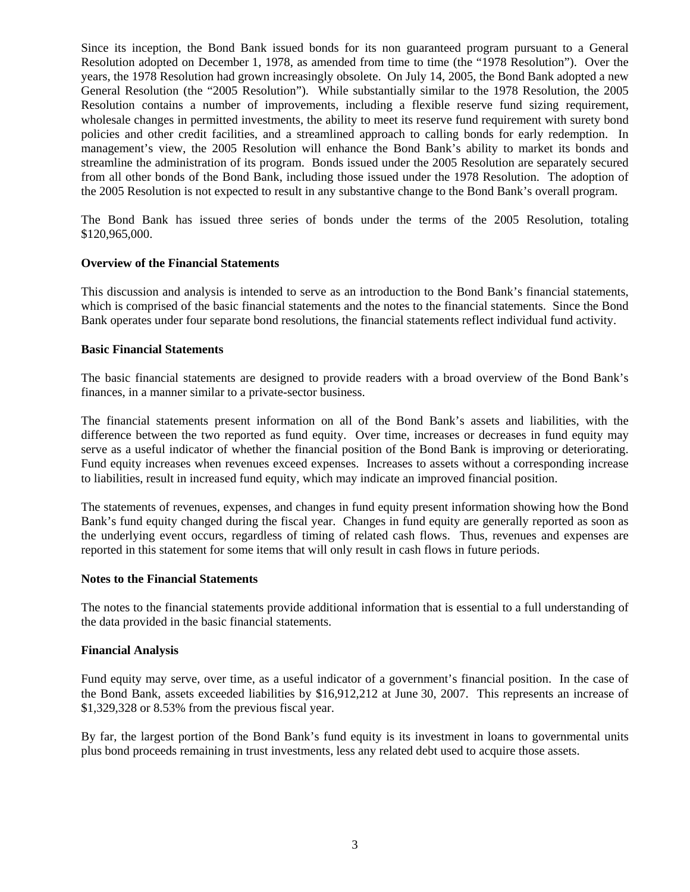Since its inception, the Bond Bank issued bonds for its non guaranteed program pursuant to a General Resolution adopted on December 1, 1978, as amended from time to time (the "1978 Resolution"). Over the years, the 1978 Resolution had grown increasingly obsolete. On July 14, 2005, the Bond Bank adopted a new General Resolution (the "2005 Resolution"). While substantially similar to the 1978 Resolution, the 2005 Resolution contains a number of improvements, including a flexible reserve fund sizing requirement, wholesale changes in permitted investments, the ability to meet its reserve fund requirement with surety bond policies and other credit facilities, and a streamlined approach to calling bonds for early redemption. In management's view, the 2005 Resolution will enhance the Bond Bank's ability to market its bonds and streamline the administration of its program. Bonds issued under the 2005 Resolution are separately secured from all other bonds of the Bond Bank, including those issued under the 1978 Resolution. The adoption of the 2005 Resolution is not expected to result in any substantive change to the Bond Bank's overall program.

The Bond Bank has issued three series of bonds under the terms of the 2005 Resolution, totaling $120,965,000.

**Overview of the Financial Statements**

This discussion and analysis is intended to serve as an introduction to the Bond Bank's financial statements, which is comprised of the basic financial statements and the notes to the financial statements. Since the Bond Bank operates under four separate bond resolutions, the financial statements reflect individual fund activity.

**Basic Financial Statements**

The basic financial statements are designed to provide readers with a broad overview of the Bond Bank's finances, in a manner similar to a private-sector business.

The financial statements present information on all of the Bond Bank's assets and liabilities, with the difference between the two reported as fund equity. Over time, increases or decreases in fund equity may serve as a useful indicator of whether the financial position of the Bond Bank is improving or deteriorating. Fund equity increases when revenues exceed expenses. Increases to assets without a corresponding increase to liabilities, result in increased fund equity, which may indicate an improved financial position.

The statements of revenues, expenses, and changes in fund equity present information showing how the Bond Bank's fund equity changed during the fiscal year. Changes in fund equity are generally reported as soon as the underlying event occurs, regardless of timing of related cash flows. Thus, revenues and expenses are reported in this statement for some items that will only result in cash flows in future periods.

**Notes to the Financial Statements**

The notes to the financial statements provide additional information that is essential to a full understanding of the data provided in the basic financial statements.

**Financial Analysis**

Fund equity may serve, over time, as a useful indicator of a government's financial position. In the case of the Bond Bank, assets exceeded liabilities by $16,912,212 at June 30, 2007. This represents an increase of $1,329,328 or 8.53% from the previous fiscal year.

By far, the largest portion of the Bond Bank's fund equity is its investment in loans to governmental units plus bond proceeds remaining in trust investments, less any related debt used to acquire those assets.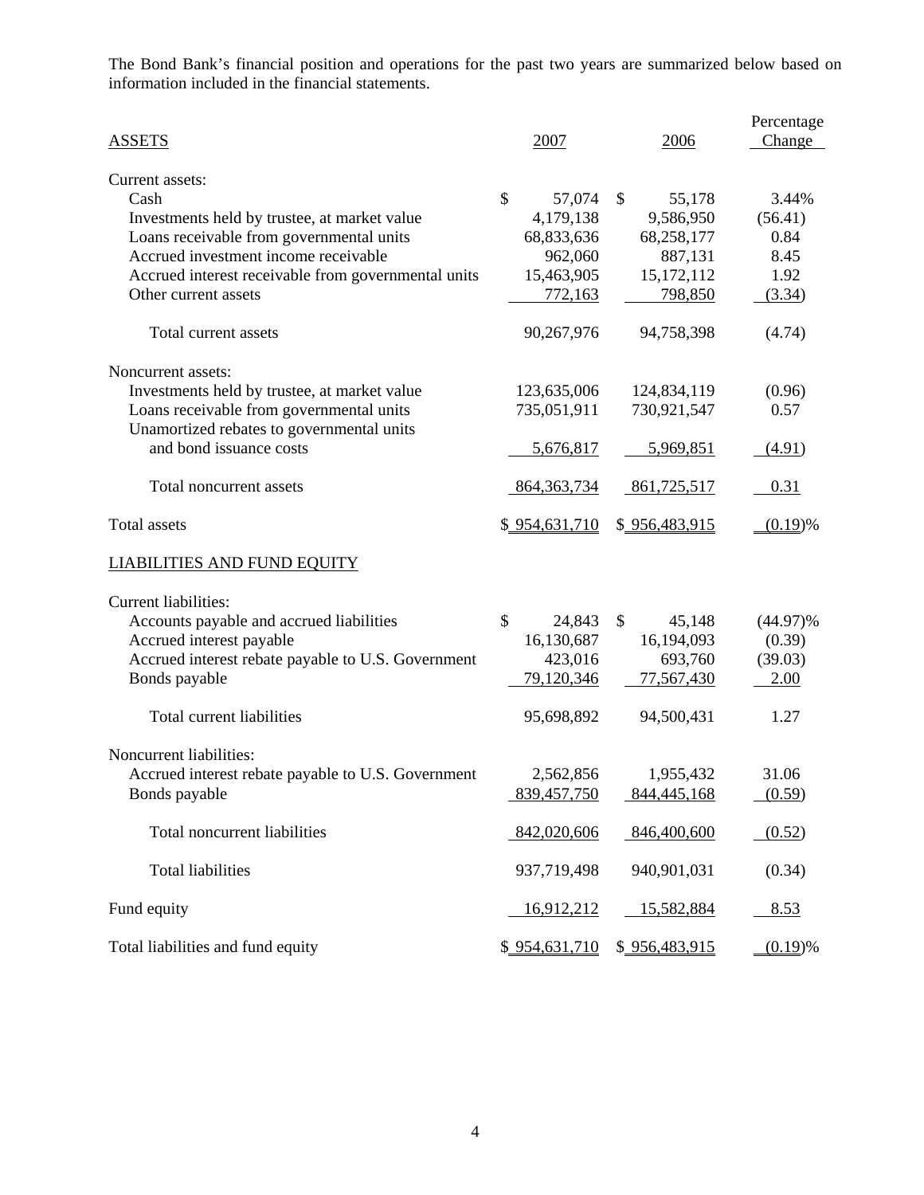The Bond Bank's financial position and operations for the past two years are summarized below based on information included in the financial statements.

| ASSETS | 2007 | 2006 | Percentage Change |
|---|---|---|---|
| Current assets: | | | |
| Cash | $ 57,074 | $ 55,178 | 3.44% |
| Investments held by trustee, at market value | 4,179,138 | 9,586,950 | (56.41) |
| Loans receivable from governmental units | 68,833,636 | 68,258,177 | 0.84 |
| Accrued investment income receivable | 962,060 | 887,131 | 8.45 |
| Accrued interest receivable from governmental units | 15,463,905 | 15,172,112 | 1.92 |
| Other current assets | 772,163 | 798,850 | (3.34) |
| Total current assets | 90,267,976 | 94,758,398 | (4.74) |
| Noncurrent assets: | | | |
| Investments held by trustee, at market value | 123,635,006 | 124,834,119 | (0.96) |
| Loans receivable from governmental units | 735,051,911 | 730,921,547 | 0.57 |
| Unamortized rebates to governmental units and bond issuance costs | 5,676,817 | 5,969,851 | (4.91) |
| Total noncurrent assets | 864,363,734 | 861,725,517 | 0.31 |
| Total assets | $ 954,631,710 | $ 956,483,915 | (0.19)% |
| **LIABILITIES AND FUND EQUITY** | | | |
| Current liabilities: | | | |
| Accounts payable and accrued liabilities | $ 24,843 | $ 45,148 | (44.97)% |
| Accrued interest payable | 16,130,687 | 16,194,093 | (0.39) |
| Accrued interest rebate payable to U.S. Government | 423,016 | 693,760 | (39.03) |
| Bonds payable | 79,120,346 | 77,567,430 | 2.00 |
| Total current liabilities | 95,698,892 | 94,500,431 | 1.27 |
| Noncurrent liabilities: | | | |
| Accrued interest rebate payable to U.S. Government | 2,562,856 | 1,955,432 | 31.06 |
| Bonds payable | 839,457,750 | 844,445,168 | (0.59) |
| Total noncurrent liabilities | 842,020,606 | 846,400,600 | (0.52) |
| Total liabilities | 937,719,498 | 940,901,031 | (0.34) |
| Fund equity | 16,912,212 | 15,582,884 | 8.53 |
| Total liabilities and fund equity | $ 954,631,710 | $ 956,483,915 | (0.19)% |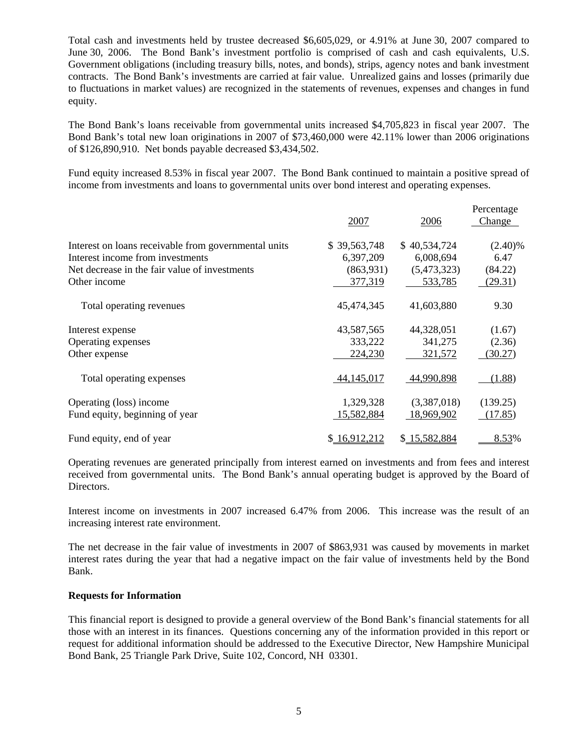Total cash and investments held by trustee decreased $6,605,029, or 4.91% at June 30, 2007 compared to June 30, 2006. The Bond Bank's investment portfolio is comprised of cash and cash equivalents, U.S. Government obligations (including treasury bills, notes, and bonds), strips, agency notes and bank investment contracts. The Bond Bank's investments are carried at fair value. Unrealized gains and losses (primarily due to fluctuations in market values) are recognized in the statements of revenues, expenses and changes in fund equity.

The Bond Bank's loans receivable from governmental units increased $4,705,823 in fiscal year 2007. The Bond Bank's total new loan originations in 2007 of $73,460,000 were 42.11% lower than 2006 originations of $126,890,910. Net bonds payable decreased $3,434,502.

Fund equity increased 8.53% in fiscal year 2007. The Bond Bank continued to maintain a positive spread of income from investments and loans to governmental units over bond interest and operating expenses.

| | 2007 | 2006 | Percentage Change |
|---|---|---|---|
| Interest on loans receivable from governmental units | $ 39,563,748 | $ 40,534,724 | (2.40)% |
| Interest income from investments | 6,397,209 | 6,008,694 | 6.47 |
| Net decrease in the fair value of investments | (863,931) | (5,473,323) | (84.22) |
| Other income | 377,319 | 533,785 | (29.31) |
| Total operating revenues | 45,474,345 | 41,603,880 | 9.30 |
| Interest expense | 43,587,565 | 44,328,051 | (1.67) |
| Operating expenses | 333,222 | 341,275 | (2.36) |
| Other expense | 224,230 | 321,572 | (30.27) |
| Total operating expenses | 44,145,017 | 44,990,898 | (1.88) |
| Operating (loss) income | 1,329,328 | (3,387,018) | (139.25) |
| Fund equity, beginning of year | 15,582,884 | 18,969,902 | (17.85) |
| Fund equity, end of year | $ 16,912,212 | $ 15,582,884 | 8.53% |

Operating revenues are generated principally from interest earned on investments and from fees and interest received from governmental units. The Bond Bank's annual operating budget is approved by the Board of Directors.

Interest income on investments in 2007 increased 6.47% from 2006. This increase was the result of an increasing interest rate environment.

The net decrease in the fair value of investments in 2007 of $863,931 was caused by movements in market interest rates during the year that had a negative impact on the fair value of investments held by the Bond Bank.

**Requests for Information**

This financial report is designed to provide a general overview of the Bond Bank's financial statements for all those with an interest in its finances. Questions concerning any of the information provided in this report or request for additional information should be addressed to the Executive Director, New Hampshire Municipal Bond Bank, 25 Triangle Park Drive, Suite 102, Concord, NH 03301.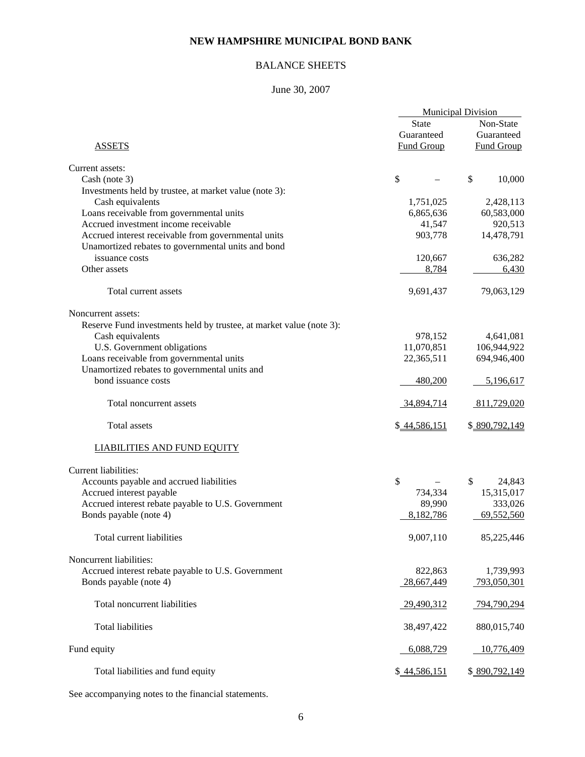# NEW HAMPSHIRE MUNICIPAL BOND BANK

## BALANCE SHEETS

June 30, 2007

| | Municipal Division | |
|---|---|---|
| ASSETS | State Guaranteed Fund Group | Non-State Guaranteed Fund Group |
| Current assets: | | |
| Cash (note 3) | $ – | $ 10,000 |
| Investments held by trustee, at market value (note 3): | | |
| Cash equivalents | 1,751,025 | 2,428,113 |
| Loans receivable from governmental units | 6,865,636 | 60,583,000 |
| Accrued investment income receivable | 41,547 | 920,513 |
| Accrued interest receivable from governmental units | 903,778 | 14,478,791 |
| Unamortized rebates to governmental units and bond issuance costs | 120,667 | 636,282 |
| Other assets | 8,784 | 6,430 |
| Total current assets | 9,691,437 | 79,063,129 |
| Noncurrent assets: | | |
| Reserve Fund investments held by trustee, at market value (note 3): | | |
| Cash equivalents | 978,152 | 4,641,081 |
| U.S. Government obligations | 11,070,851 | 106,944,922 |
| Loans receivable from governmental units | 22,365,511 | 694,946,400 |
| Unamortized rebates to governmental units and bond issuance costs | 480,200 | 5,196,617 |
| Total noncurrent assets | 34,894,714 | 811,729,020 |
| Total assets | $ 44,586,151 | $ 890,792,149 |
| LIABILITIES AND FUND EQUITY | | |
| Current liabilities: | | |
| Accounts payable and accrued liabilities | $ – | $ 24,843 |
| Accrued interest payable | 734,334 | 15,315,017 |
| Accrued interest rebate payable to U.S. Government | 89,990 | 333,026 |
| Bonds payable (note 4) | 8,182,786 | 69,552,560 |
| Total current liabilities | 9,007,110 | 85,225,446 |
| Noncurrent liabilities: | | |
| Accrued interest rebate payable to U.S. Government | 822,863 | 1,739,993 |
| Bonds payable (note 4) | 28,667,449 | 793,050,301 |
| Total noncurrent liabilities | 29,490,312 | 794,790,294 |
| Total liabilities | 38,497,422 | 880,015,740 |
| Fund equity | 6,088,729 | 10,776,409 |
| Total liabilities and fund equity | $ 44,586,151 | $ 890,792,149 |

See accompanying notes to the financial statements.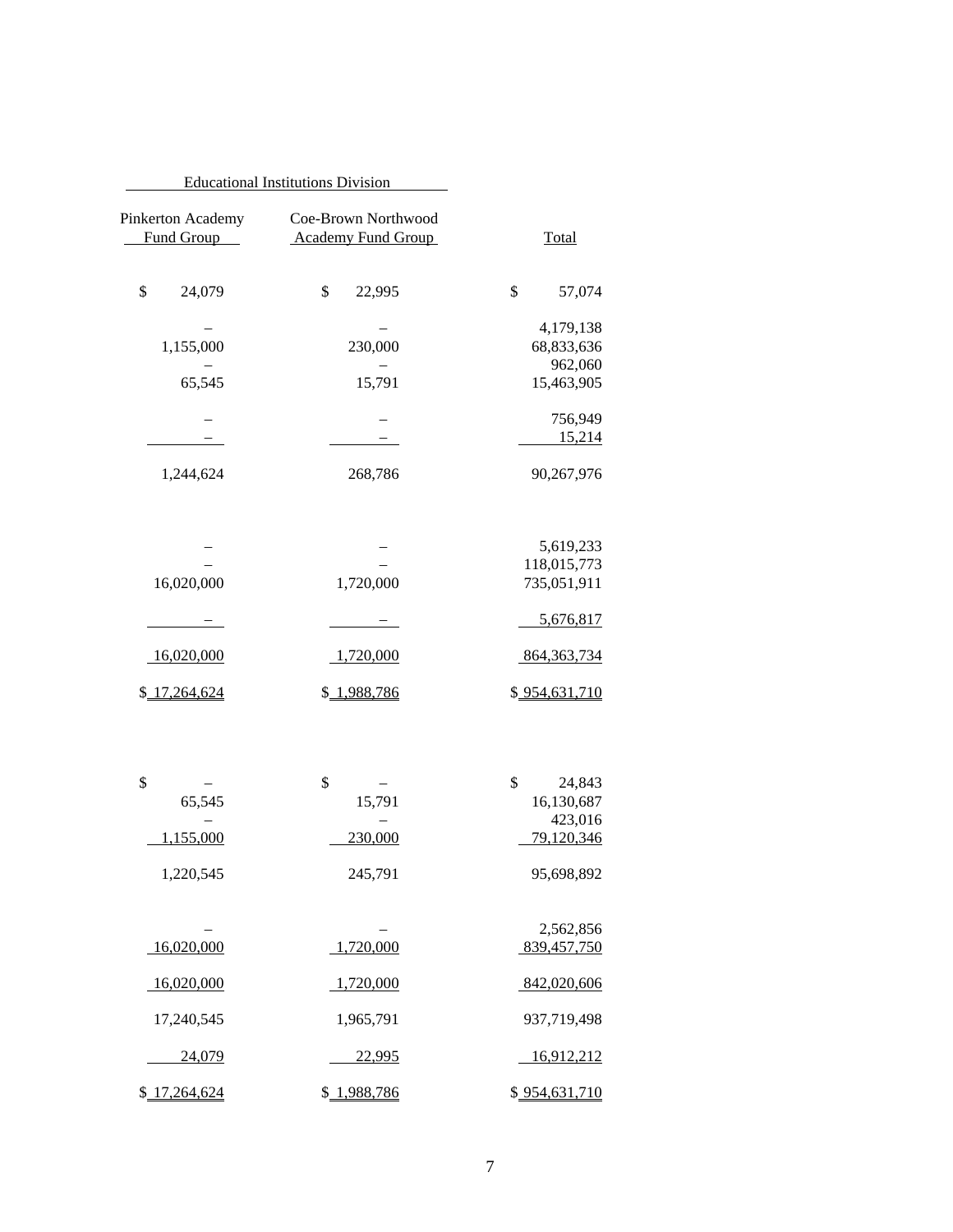| Educational Institutions Division | | |
|---|---|---|
| Pinkerton Academy Fund Group | Coe-Brown Northwood Academy Fund Group | Total |
| $ 24,079 | $ 22,995 | $ 57,074 |
| – | – | 4,179,138 |
| 1,155,000 | 230,000 | 68,833,636 |
| – | – | 962,060 |
| 65,545 | 15,791 | 15,463,905 |
| – | – | 756,949 |
| – | – | 15,214 |
| 1,244,624 | 268,786 | 90,267,976 |
| – | – | 5,619,233 |
| – | – | 118,015,773 |
| 16,020,000 | 1,720,000 | 735,051,911 |
| – | – | 5,676,817 |
| 16,020,000 | 1,720,000 | 864,363,734 |
| $ 17,264,624 | $ 1,988,786 | $ 954,631,710 |
| $ – | $ – | $ 24,843 |
| 65,545 | 15,791 | 16,130,687 |
| – | – | 423,016 |
| 1,155,000 | 230,000 | 79,120,346 |
| 1,220,545 | 245,791 | 95,698,892 |
| – | – | 2,562,856 |
| 16,020,000 | 1,720,000 | 839,457,750 |
| 16,020,000 | 1,720,000 | 842,020,606 |
| 17,240,545 | 1,965,791 | 937,719,498 |
| 24,079 | 22,995 | 16,912,212 |
| $ 17,264,624 | $ 1,988,786 | $ 954,631,710 |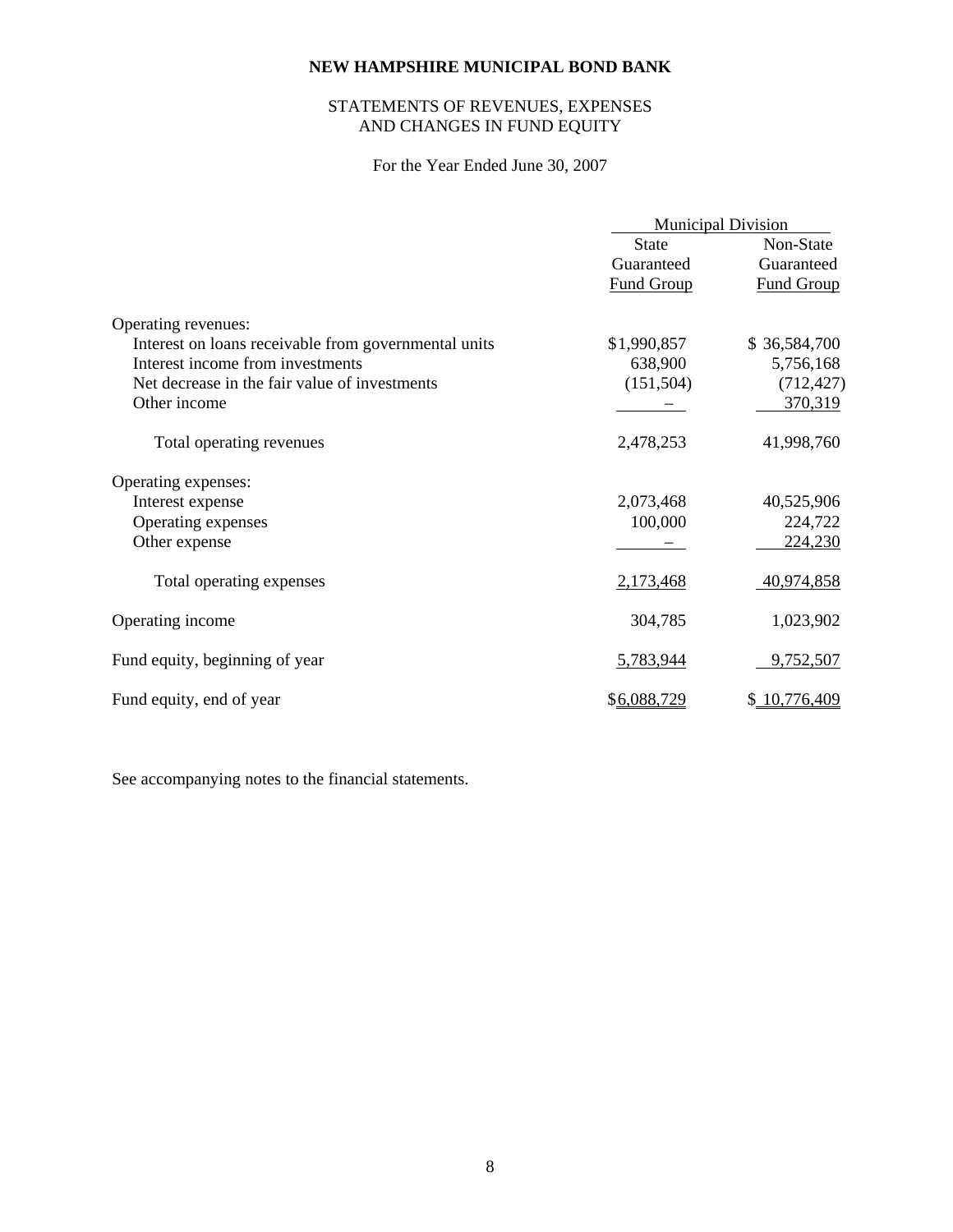# NEW HAMPSHIRE MUNICIPAL BOND BANK

## STATEMENTS OF REVENUES, EXPENSES AND CHANGES IN FUND EQUITY

For the Year Ended June 30, 2007

| | Municipal Division | |
|---|---|---|
| | State Guaranteed Fund Group | Non-State Guaranteed Fund Group |
| Operating revenues: | | |
| Interest on loans receivable from governmental units | $1,990,857 | $ 36,584,700 |
| Interest income from investments | 638,900 | 5,756,168 |
| Net decrease in the fair value of investments | (151,504) | (712,427) |
| Other income | – | 370,319 |
| Total operating revenues | 2,478,253 | 41,998,760 |
| Operating expenses: | | |
| Interest expense | 2,073,468 | 40,525,906 |
| Operating expenses | 100,000 | 224,722 |
| Other expense | – | 224,230 |
| Total operating expenses | 2,173,468 | 40,974,858 |
| Operating income | 304,785 | 1,023,902 |
| Fund equity, beginning of year | 5,783,944 | 9,752,507 |
| Fund equity, end of year | $6,088,729 | $ 10,776,409 |

See accompanying notes to the financial statements.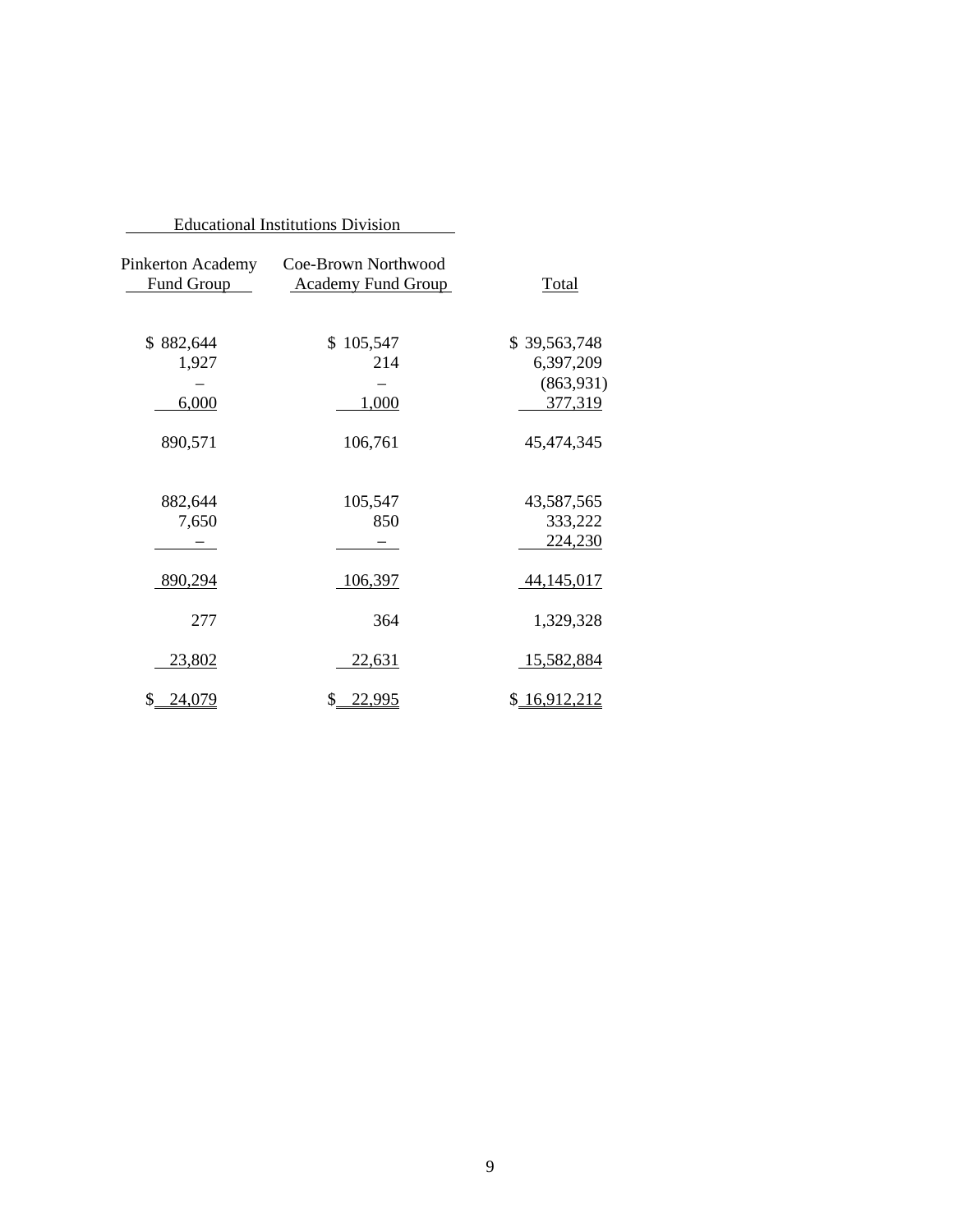| Educational Institutions Division | | |
|---|---|---|
| Pinkerton Academy Fund Group | Coe-Brown Northwood Academy Fund Group | Total |
| $ 882,644 | $ 105,547 | $ 39,563,748 |
| 1,927 | 214 | 6,397,209 |
| – | – | (863,931) |
| 6,000 | 1,000 | 377,319 |
| 890,571 | 106,761 | 45,474,345 |
| 882,644 | 105,547 | 43,587,565 |
| 7,650 | 850 | 333,222 |
| – | – | 224,230 |
| 890,294 | 106,397 | 44,145,017 |
| 277 | 364 | 1,329,328 |
| 23,802 | 22,631 | 15,582,884 |
| $ 24,079 | $ 22,995 | $ 16,912,212 |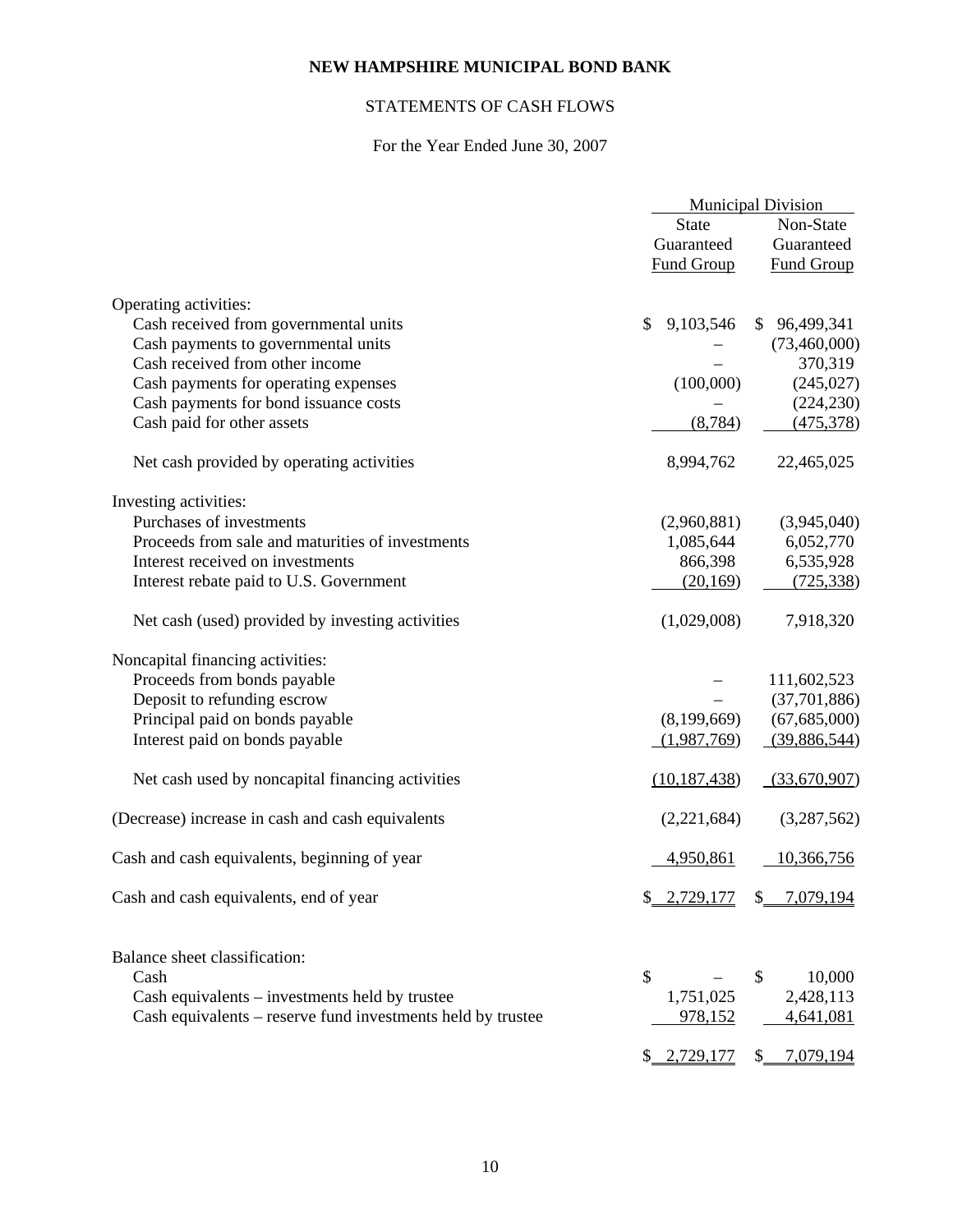# NEW HAMPSHIRE MUNICIPAL BOND BANK

## STATEMENTS OF CASH FLOWS

For the Year Ended June 30, 2007

| | Municipal Division | |
|---|---|---|
| | State Guaranteed Fund Group | Non-State Guaranteed Fund Group |
| **Operating activities:** | | |
| Cash received from governmental units | $ 9,103,546 | $ 96,499,341 |
| Cash payments to governmental units | – | (73,460,000) |
| Cash received from other income | – | 370,319 |
| Cash payments for operating expenses | (100,000) | (245,027) |
| Cash payments for bond issuance costs | – | (224,230) |
| Cash paid for other assets | (8,784) | (475,378) |
| Net cash provided by operating activities | 8,994,762 | 22,465,025 |
| **Investing activities:** | | |
| Purchases of investments | (2,960,881) | (3,945,040) |
| Proceeds from sale and maturities of investments | 1,085,644 | 6,052,770 |
| Interest received on investments | 866,398 | 6,535,928 |
| Interest rebate paid to U.S. Government | (20,169) | (725,338) |
| Net cash (used) provided by investing activities | (1,029,008) | 7,918,320 |
| **Noncapital financing activities:** | | |
| Proceeds from bonds payable | – | 111,602,523 |
| Deposit to refunding escrow | – | (37,701,886) |
| Principal paid on bonds payable | (8,199,669) | (67,685,000) |
| Interest paid on bonds payable | (1,987,769) | (39,886,544) |
| Net cash used by noncapital financing activities | (10,187,438) | (33,670,907) |
| (Decrease) increase in cash and cash equivalents | (2,221,684) | (3,287,562) |
| Cash and cash equivalents, beginning of year | 4,950,861 | 10,366,756 |
| Cash and cash equivalents, end of year | $ 2,729,177 | $ 7,079,194 |
| **Balance sheet classification:** | | |
| Cash | $ – | $ 10,000 |
| Cash equivalents – investments held by trustee | 1,751,025 | 2,428,113 |
| Cash equivalents – reserve fund investments held by trustee | 978,152 | 4,641,081 |
| | $ 2,729,177 | $ 7,079,194 |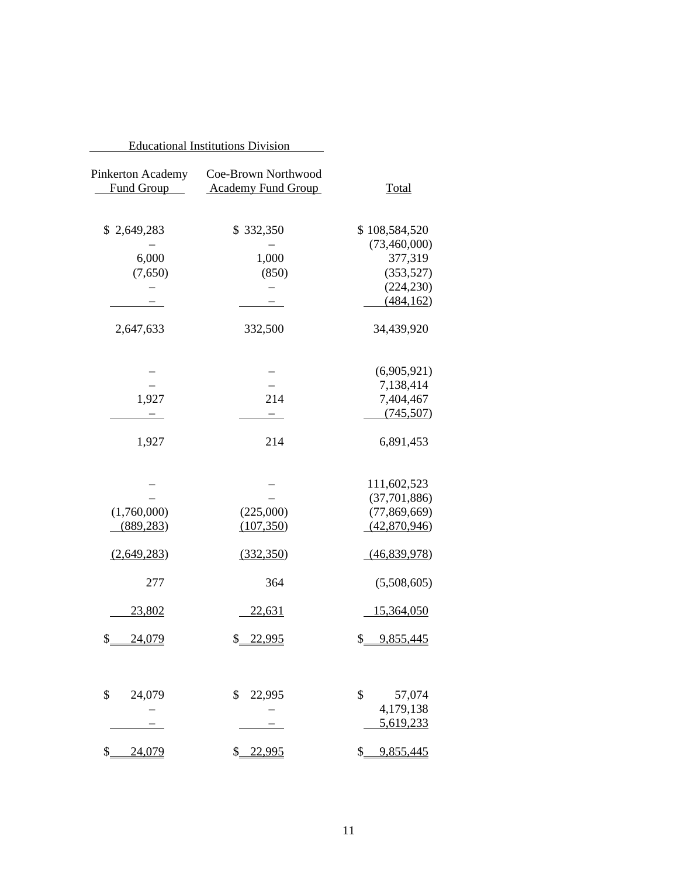| Educational Institutions Division | | |
|---|---|---|
| Pinkerton Academy Fund Group | Coe-Brown Northwood Academy Fund Group | Total |
| $ 2,649,283 | $ 332,350 | $ 108,584,520 |
| – | – | (73,460,000) |
| 6,000 | 1,000 | 377,319 |
| (7,650) | (850) | (353,527) |
| – | – | (224,230) |
| – | – | (484,162) |
| 2,647,633 | 332,500 | 34,439,920 |
| | | |
| – | – | (6,905,921) |
| – | – | 7,138,414 |
| 1,927 | 214 | 7,404,467 |
| – | – | (745,507) |
| 1,927 | 214 | 6,891,453 |
| | | |
| – | – | 111,602,523 |
| – | – | (37,701,886) |
| (1,760,000) | (225,000) | (77,869,669) |
| (889,283) | (107,350) | (42,870,946) |
| (2,649,283) | (332,350) | (46,839,978) |
| 277 | 364 | (5,508,605) |
| 23,802 | 22,631 | 15,364,050 |
| $ 24,079 | $ 22,995 | $ 9,855,445 |
| | | |
| $ 24,079 | $ 22,995 | $ 57,074 |
| – | – | 4,179,138 |
| – | – | 5,619,233 |
| $ 24,079 | $ 22,995 | $ 9,855,445 |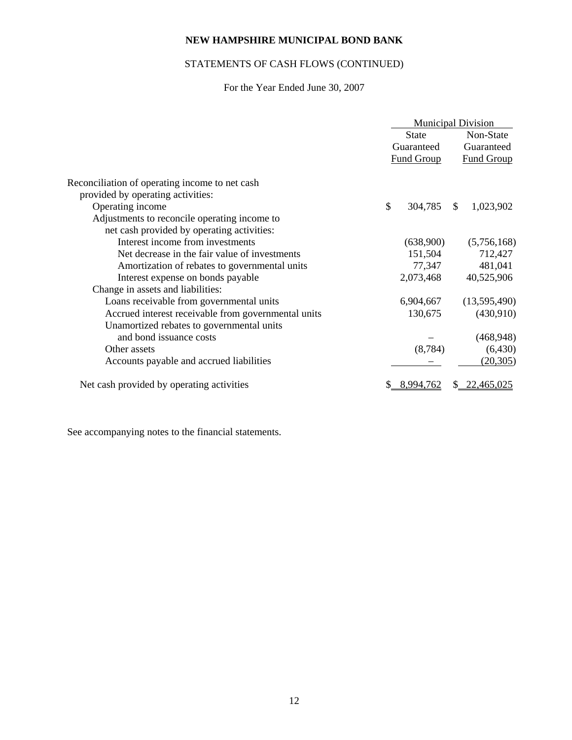**NEW HAMPSHIRE MUNICIPAL BOND BANK**

STATEMENTS OF CASH FLOWS (CONTINUED)

For the Year Ended June 30, 2007

| | Municipal Division | |
|---|---|---|
| | State Guaranteed Fund Group | Non-State Guaranteed Fund Group |
| Reconciliation of operating income to net cash provided by operating activities: | | |
| Operating income | $ 304,785 | $ 1,023,902 |
| Adjustments to reconcile operating income to net cash provided by operating activities: | | |
| Interest income from investments | (638,900) | (5,756,168) |
| Net decrease in the fair value of investments | 151,504 | 712,427 |
| Amortization of rebates to governmental units | 77,347 | 481,041 |
| Interest expense on bonds payable | 2,073,468 | 40,525,906 |
| Change in assets and liabilities: | | |
| Loans receivable from governmental units | 6,904,667 | (13,595,490) |
| Accrued interest receivable from governmental units | 130,675 | (430,910) |
| Unamortized rebates to governmental units and bond issuance costs | – | (468,948) |
| Other assets | (8,784) | (6,430) |
| Accounts payable and accrued liabilities | – | (20,305) |
| Net cash provided by operating activities | $ 8,994,762 | $ 22,465,025 |

See accompanying notes to the financial statements.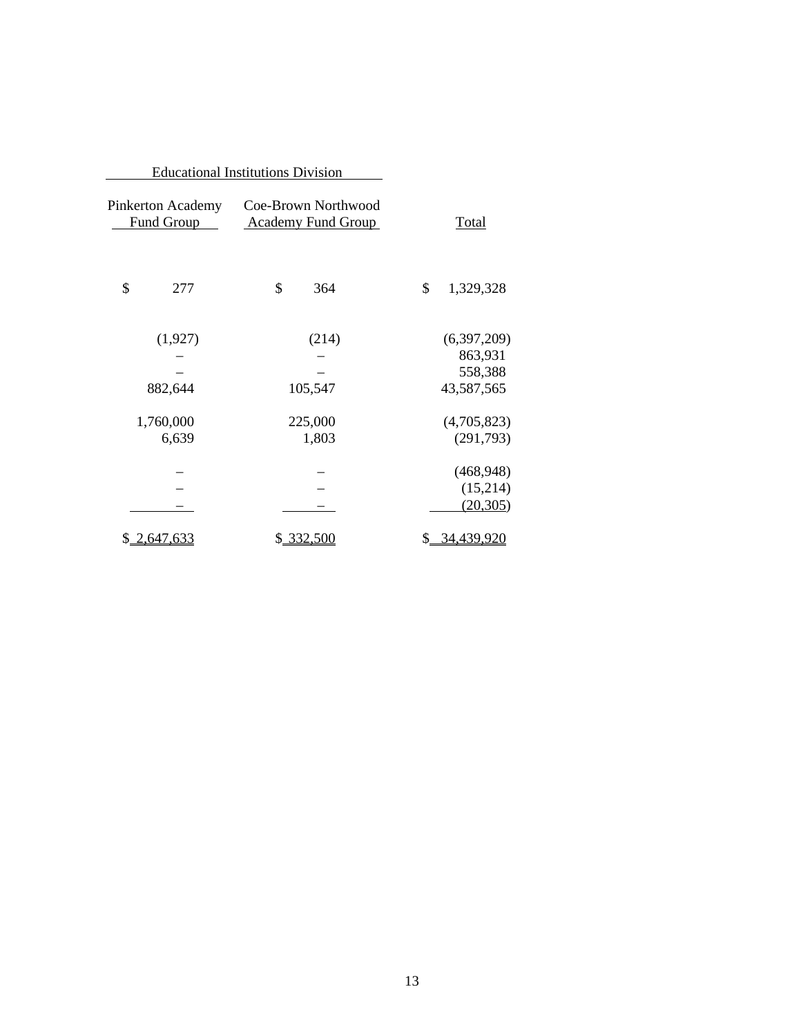| Educational Institutions Division | | |
|---|---|---|
| Pinkerton Academy Fund Group | Coe-Brown Northwood Academy Fund Group | Total |
| | | |
| $ 277 | $ 364 | $ 1,329,328 |
| | | |
| (1,927) | (214) | (6,397,209) |
| – | – | 863,931 |
| – | – | 558,388 |
| 882,644 | 105,547 | 43,587,565 |
| | | |
| 1,760,000 | 225,000 | (4,705,823) |
| 6,639 | 1,803 | (291,793) |
| | | |
| – | – | (468,948) |
| – | – | (15,214) |
| – | – | (20,305) |
| | | |
| $ 2,647,633 | $ 332,500 | $ 34,439,920 |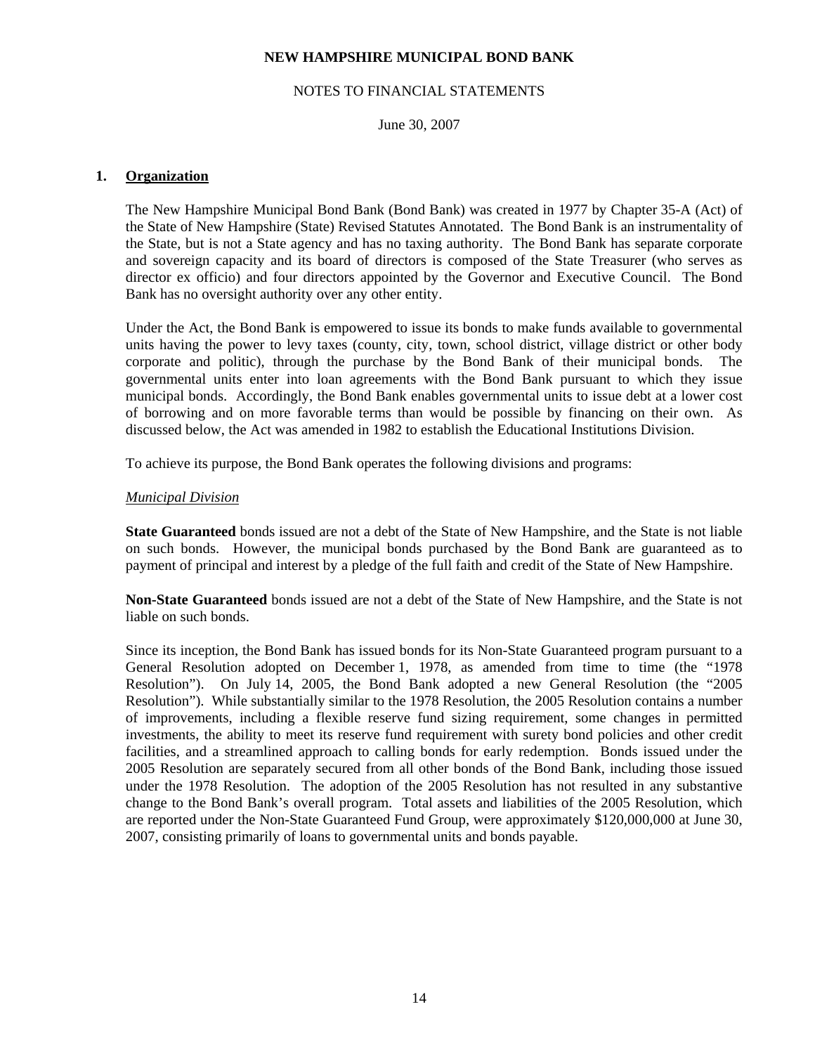NEW HAMPSHIRE MUNICIPAL BOND BANK

NOTES TO FINANCIAL STATEMENTS

June 30, 2007

## 1. Organization

The New Hampshire Municipal Bond Bank (Bond Bank) was created in 1977 by Chapter 35-A (Act) of the State of New Hampshire (State) Revised Statutes Annotated. The Bond Bank is an instrumentality of the State, but is not a State agency and has no taxing authority. The Bond Bank has separate corporate and sovereign capacity and its board of directors is composed of the State Treasurer (who serves as director ex officio) and four directors appointed by the Governor and Executive Council. The Bond Bank has no oversight authority over any other entity.

Under the Act, the Bond Bank is empowered to issue its bonds to make funds available to governmental units having the power to levy taxes (county, city, town, school district, village district or other body corporate and politic), through the purchase by the Bond Bank of their municipal bonds. The governmental units enter into loan agreements with the Bond Bank pursuant to which they issue municipal bonds. Accordingly, the Bond Bank enables governmental units to issue debt at a lower cost of borrowing and on more favorable terms than would be possible by financing on their own. As discussed below, the Act was amended in 1982 to establish the Educational Institutions Division.

To achieve its purpose, the Bond Bank operates the following divisions and programs:

*Municipal Division*

**State Guaranteed** bonds issued are not a debt of the State of New Hampshire, and the State is not liable on such bonds. However, the municipal bonds purchased by the Bond Bank are guaranteed as to payment of principal and interest by a pledge of the full faith and credit of the State of New Hampshire.

**Non-State Guaranteed** bonds issued are not a debt of the State of New Hampshire, and the State is not liable on such bonds.

Since its inception, the Bond Bank has issued bonds for its Non-State Guaranteed program pursuant to a General Resolution adopted on December 1, 1978, as amended from time to time (the "1978 Resolution"). On July 14, 2005, the Bond Bank adopted a new General Resolution (the "2005 Resolution"). While substantially similar to the 1978 Resolution, the 2005 Resolution contains a number of improvements, including a flexible reserve fund sizing requirement, some changes in permitted investments, the ability to meet its reserve fund requirement with surety bond policies and other credit facilities, and a streamlined approach to calling bonds for early redemption. Bonds issued under the 2005 Resolution are separately secured from all other bonds of the Bond Bank, including those issued under the 1978 Resolution. The adoption of the 2005 Resolution has not resulted in any substantive change to the Bond Bank's overall program. Total assets and liabilities of the 2005 Resolution, which are reported under the Non-State Guaranteed Fund Group, were approximately $120,000,000 at June 30, 2007, consisting primarily of loans to governmental units and bonds payable.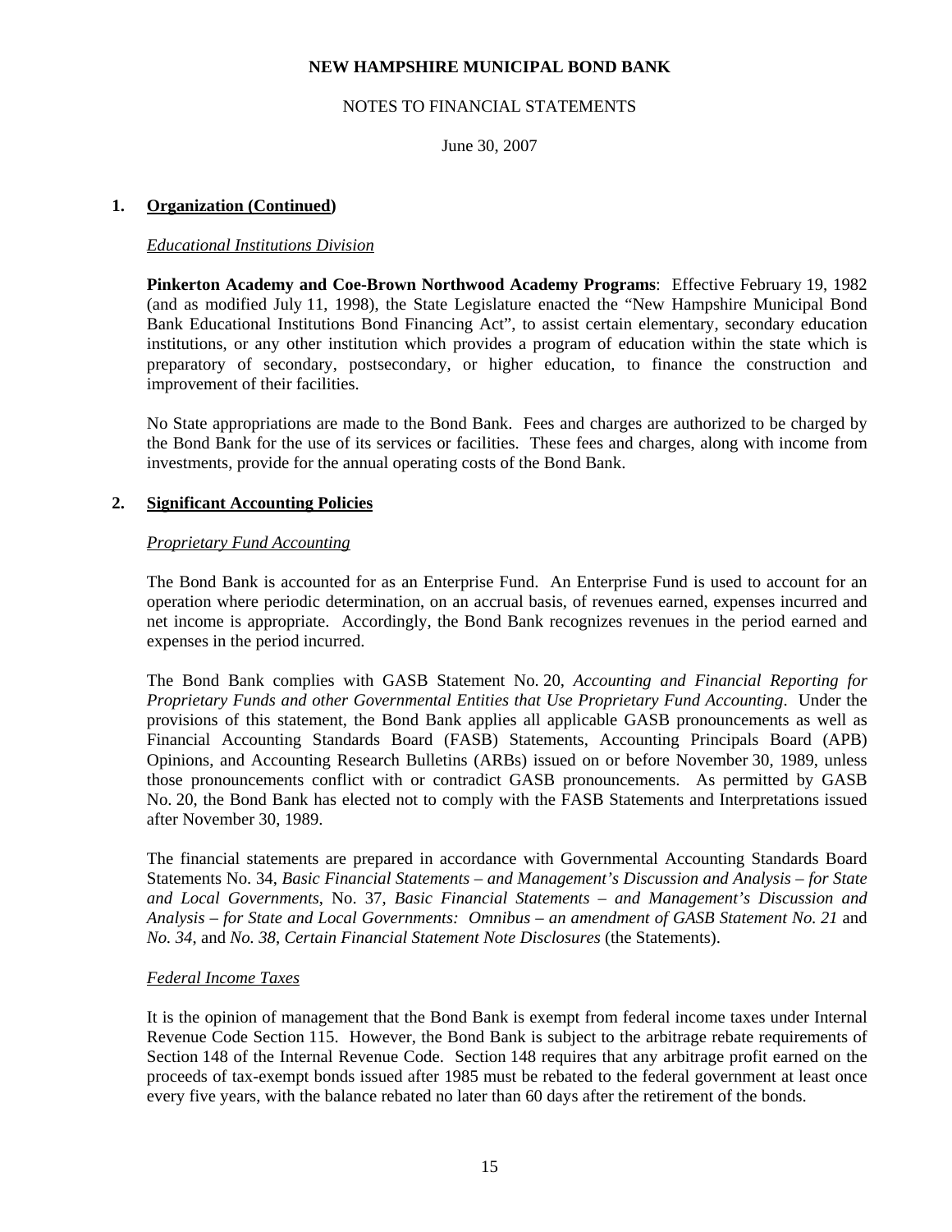## 1. Organization (Continued)

*Educational Institutions Division*

**Pinkerton Academy and Coe-Brown Northwood Academy Programs**: Effective February 19, 1982 (and as modified July 11, 1998), the State Legislature enacted the "New Hampshire Municipal Bond Bank Educational Institutions Bond Financing Act", to assist certain elementary, secondary education institutions, or any other institution which provides a program of education within the state which is preparatory of secondary, postsecondary, or higher education, to finance the construction and improvement of their facilities.

No State appropriations are made to the Bond Bank. Fees and charges are authorized to be charged by the Bond Bank for the use of its services or facilities. These fees and charges, along with income from investments, provide for the annual operating costs of the Bond Bank.

## 2. Significant Accounting Policies

*Proprietary Fund Accounting*

The Bond Bank is accounted for as an Enterprise Fund. An Enterprise Fund is used to account for an operation where periodic determination, on an accrual basis, of revenues earned, expenses incurred and net income is appropriate. Accordingly, the Bond Bank recognizes revenues in the period earned and expenses in the period incurred.

The Bond Bank complies with GASB Statement No. 20, *Accounting and Financial Reporting for Proprietary Funds and other Governmental Entities that Use Proprietary Fund Accounting*. Under the provisions of this statement, the Bond Bank applies all applicable GASB pronouncements as well as Financial Accounting Standards Board (FASB) Statements, Accounting Principals Board (APB) Opinions, and Accounting Research Bulletins (ARBs) issued on or before November 30, 1989, unless those pronouncements conflict with or contradict GASB pronouncements. As permitted by GASB No. 20, the Bond Bank has elected not to comply with the FASB Statements and Interpretations issued after November 30, 1989.

The financial statements are prepared in accordance with Governmental Accounting Standards Board Statements No. 34, *Basic Financial Statements – and Management's Discussion and Analysis – for State and Local Governments*, No. 37, *Basic Financial Statements – and Management's Discussion and Analysis – for State and Local Governments: Omnibus – an amendment of GASB Statement No. 21* and *No. 34*, and *No. 38*, *Certain Financial Statement Note Disclosures* (the Statements).

*Federal Income Taxes*

It is the opinion of management that the Bond Bank is exempt from federal income taxes under Internal Revenue Code Section 115. However, the Bond Bank is subject to the arbitrage rebate requirements of Section 148 of the Internal Revenue Code. Section 148 requires that any arbitrage profit earned on the proceeds of tax-exempt bonds issued after 1985 must be rebated to the federal government at least once every five years, with the balance rebated no later than 60 days after the retirement of the bonds.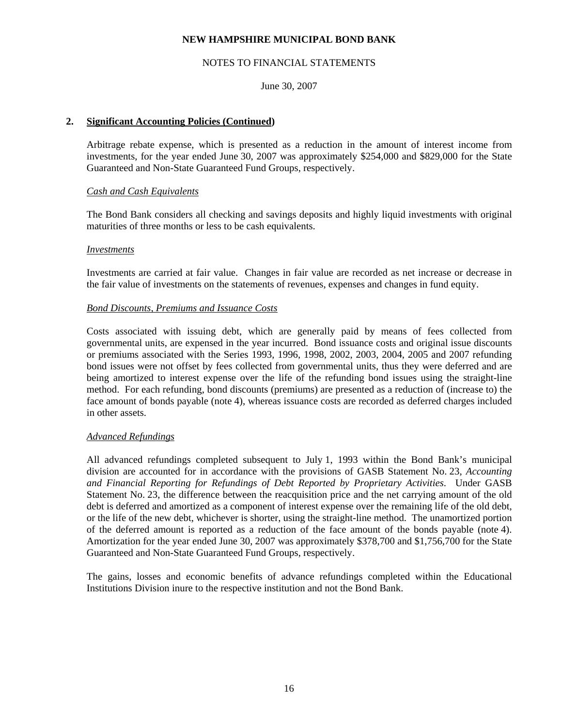**NEW HAMPSHIRE MUNICIPAL BOND BANK**

NOTES TO FINANCIAL STATEMENTS

June 30, 2007

## 2. Significant Accounting Policies (Continued)

Arbitrage rebate expense, which is presented as a reduction in the amount of interest income from investments, for the year ended June 30, 2007 was approximately $254,000 and $829,000 for the State Guaranteed and Non-State Guaranteed Fund Groups, respectively.

### *Cash and Cash Equivalents*

The Bond Bank considers all checking and savings deposits and highly liquid investments with original maturities of three months or less to be cash equivalents.

### *Investments*

Investments are carried at fair value. Changes in fair value are recorded as net increase or decrease in the fair value of investments on the statements of revenues, expenses and changes in fund equity.

### *Bond Discounts, Premiums and Issuance Costs*

Costs associated with issuing debt, which are generally paid by means of fees collected from governmental units, are expensed in the year incurred. Bond issuance costs and original issue discounts or premiums associated with the Series 1993, 1996, 1998, 2002, 2003, 2004, 2005 and 2007 refunding bond issues were not offset by fees collected from governmental units, thus they were deferred and are being amortized to interest expense over the life of the refunding bond issues using the straight-line method. For each refunding, bond discounts (premiums) are presented as a reduction of (increase to) the face amount of bonds payable (note 4), whereas issuance costs are recorded as deferred charges included in other assets.

### *Advanced Refundings*

All advanced refundings completed subsequent to July 1, 1993 within the Bond Bank's municipal division are accounted for in accordance with the provisions of GASB Statement No. 23, *Accounting and Financial Reporting for Refundings of Debt Reported by Proprietary Activities*. Under GASB Statement No. 23, the difference between the reacquisition price and the net carrying amount of the old debt is deferred and amortized as a component of interest expense over the remaining life of the old debt, or the life of the new debt, whichever is shorter, using the straight-line method. The unamortized portion of the deferred amount is reported as a reduction of the face amount of the bonds payable (note 4). Amortization for the year ended June 30, 2007 was approximately $378,700 and $1,756,700 for the State Guaranteed and Non-State Guaranteed Fund Groups, respectively.

The gains, losses and economic benefits of advance refundings completed within the Educational Institutions Division inure to the respective institution and not the Bond Bank.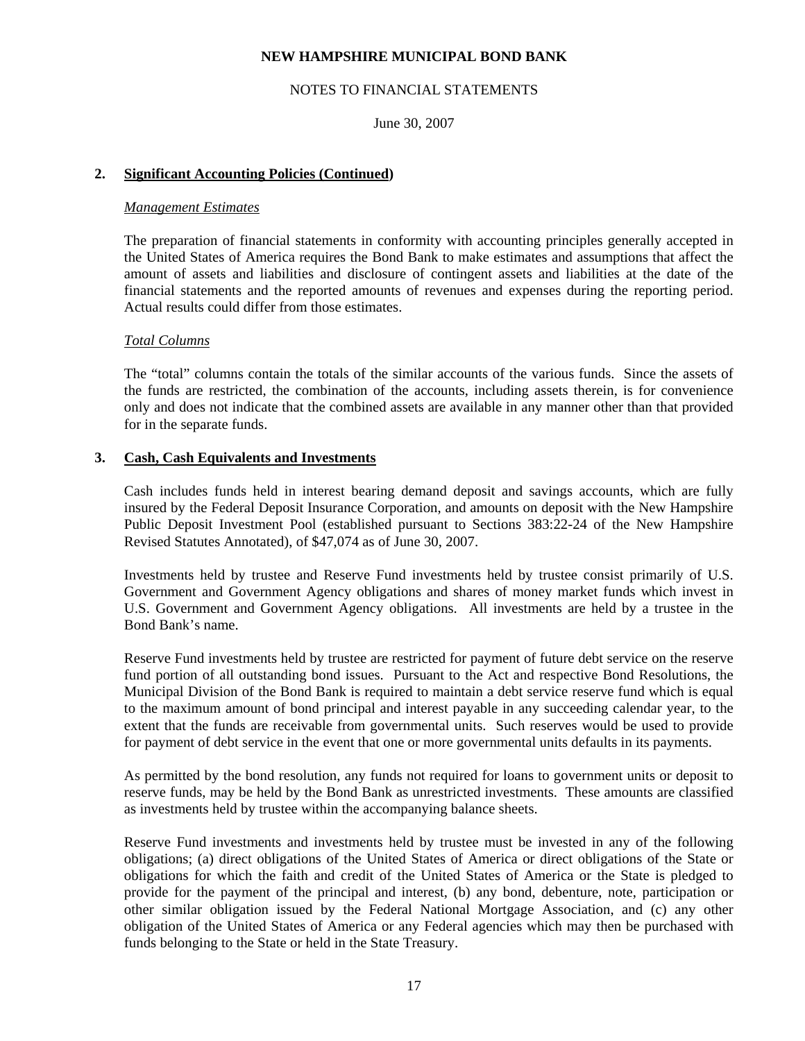NEW HAMPSHIRE MUNICIPAL BOND BANK

NOTES TO FINANCIAL STATEMENTS

June 30, 2007

## 2. Significant Accounting Policies (Continued)

*Management Estimates*

The preparation of financial statements in conformity with accounting principles generally accepted in the United States of America requires the Bond Bank to make estimates and assumptions that affect the amount of assets and liabilities and disclosure of contingent assets and liabilities at the date of the financial statements and the reported amounts of revenues and expenses during the reporting period. Actual results could differ from those estimates.

*Total Columns*

The "total" columns contain the totals of the similar accounts of the various funds. Since the assets of the funds are restricted, the combination of the accounts, including assets therein, is for convenience only and does not indicate that the combined assets are available in any manner other than that provided for in the separate funds.

## 3. Cash, Cash Equivalents and Investments

Cash includes funds held in interest bearing demand deposit and savings accounts, which are fully insured by the Federal Deposit Insurance Corporation, and amounts on deposit with the New Hampshire Public Deposit Investment Pool (established pursuant to Sections 383:22-24 of the New Hampshire Revised Statutes Annotated), of $47,074 as of June 30, 2007.

Investments held by trustee and Reserve Fund investments held by trustee consist primarily of U.S. Government and Government Agency obligations and shares of money market funds which invest in U.S. Government and Government Agency obligations. All investments are held by a trustee in the Bond Bank's name.

Reserve Fund investments held by trustee are restricted for payment of future debt service on the reserve fund portion of all outstanding bond issues. Pursuant to the Act and respective Bond Resolutions, the Municipal Division of the Bond Bank is required to maintain a debt service reserve fund which is equal to the maximum amount of bond principal and interest payable in any succeeding calendar year, to the extent that the funds are receivable from governmental units. Such reserves would be used to provide for payment of debt service in the event that one or more governmental units defaults in its payments.

As permitted by the bond resolution, any funds not required for loans to government units or deposit to reserve funds, may be held by the Bond Bank as unrestricted investments. These amounts are classified as investments held by trustee within the accompanying balance sheets.

Reserve Fund investments and investments held by trustee must be invested in any of the following obligations; (a) direct obligations of the United States of America or direct obligations of the State or obligations for which the faith and credit of the United States of America or the State is pledged to provide for the payment of the principal and interest, (b) any bond, debenture, note, participation or other similar obligation issued by the Federal National Mortgage Association, and (c) any other obligation of the United States of America or any Federal agencies which may then be purchased with funds belonging to the State or held in the State Treasury.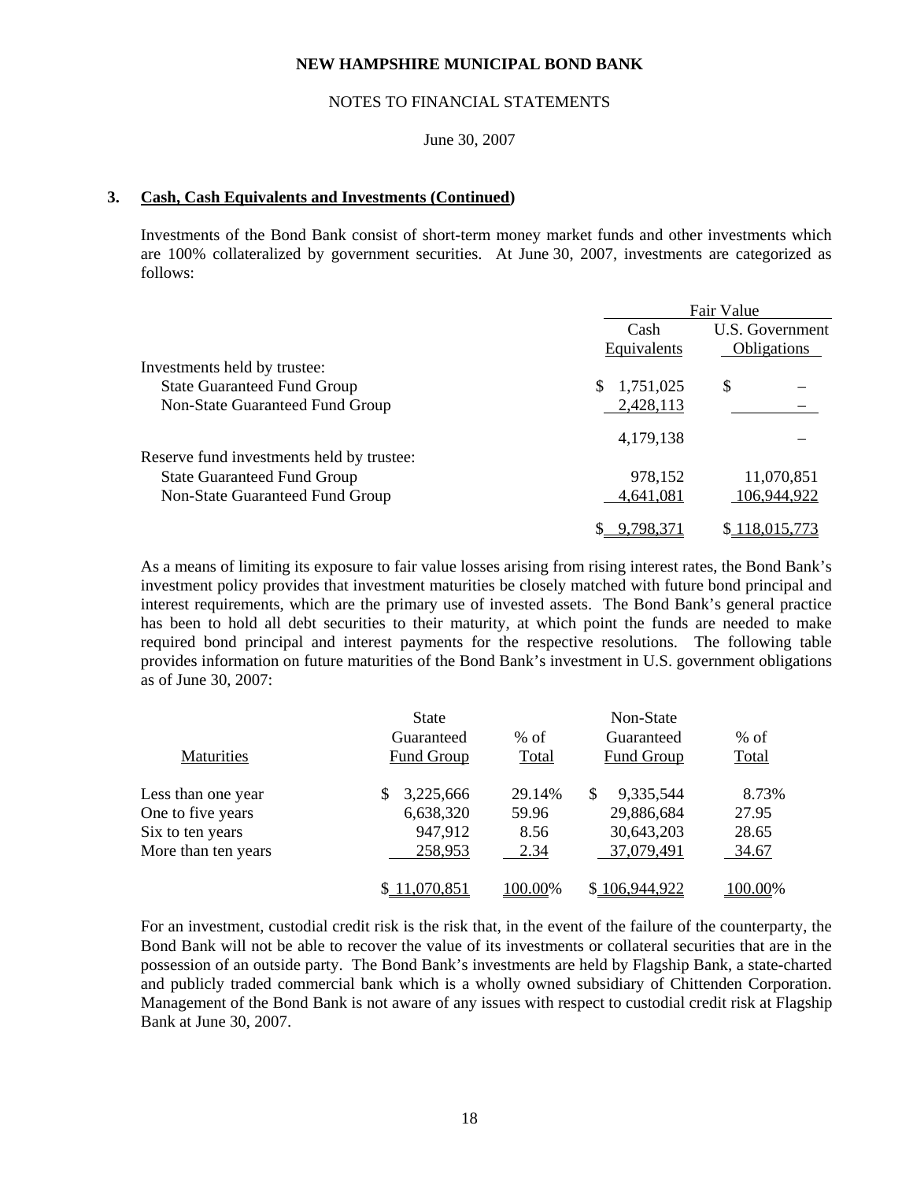### 3. Cash, Cash Equivalents and Investments (Continued)

Investments of the Bond Bank consist of short-term money market funds and other investments which are 100% collateralized by government securities. At June 30, 2007, investments are categorized as follows:

| | Fair Value | |
|---|---|---|
| | Cash Equivalents | U.S. Government Obligations |
| Investments held by trustee: | | |
| State Guaranteed Fund Group | $ 1,751,025 | $ – |
| Non-State Guaranteed Fund Group | 2,428,113 | – |
| | 4,179,138 | – |
| Reserve fund investments held by trustee: | | |
| State Guaranteed Fund Group | 978,152 | 11,070,851 |
| Non-State Guaranteed Fund Group | 4,641,081 | 106,944,922 |
| | $ 9,798,371 | $ 118,015,773 |

As a means of limiting its exposure to fair value losses arising from rising interest rates, the Bond Bank's investment policy provides that investment maturities be closely matched with future bond principal and interest requirements, which are the primary use of invested assets. The Bond Bank's general practice has been to hold all debt securities to their maturity, at which point the funds are needed to make required bond principal and interest payments for the respective resolutions. The following table provides information on future maturities of the Bond Bank's investment in U.S. government obligations as of June 30, 2007:

| Maturities | State Guaranteed Fund Group | % of Total | Non-State Guaranteed Fund Group | % of Total |
|---|---|---|---|---|
| Less than one year | $ 3,225,666 | 29.14% | $ 9,335,544 | 8.73% |
| One to five years | 6,638,320 | 59.96 | 29,886,684 | 27.95 |
| Six to ten years | 947,912 | 8.56 | 30,643,203 | 28.65 |
| More than ten years | 258,953 | 2.34 | 37,079,491 | 34.67 |
| | $ 11,070,851 | 100.00% | $ 106,944,922 | 100.00% |

For an investment, custodial credit risk is the risk that, in the event of the failure of the counterparty, the Bond Bank will not be able to recover the value of its investments or collateral securities that are in the possession of an outside party. The Bond Bank's investments are held by Flagship Bank, a state-charted and publicly traded commercial bank which is a wholly owned subsidiary of Chittenden Corporation. Management of the Bond Bank is not aware of any issues with respect to custodial credit risk at Flagship Bank at June 30, 2007.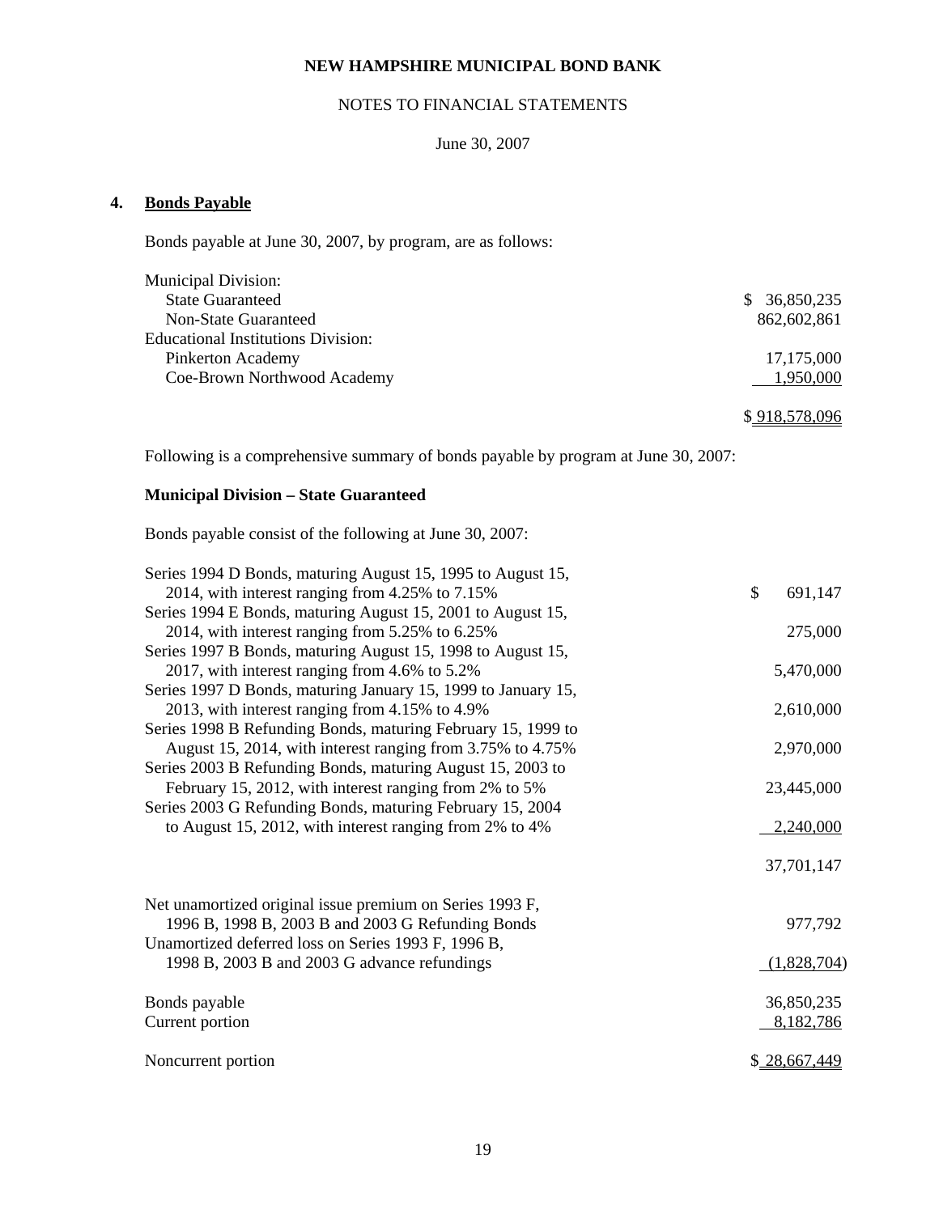**NEW HAMPSHIRE MUNICIPAL BOND BANK**

NOTES TO FINANCIAL STATEMENTS

June 30, 2007

## 4. Bonds Payable

Bonds payable at June 30, 2007, by program, are as follows:

| | |
|---|---|
| Municipal Division: | |
| State Guaranteed | $ 36,850,235 |
| Non-State Guaranteed | 862,602,861 |
| Educational Institutions Division: | |
| Pinkerton Academy | 17,175,000 |
| Coe-Brown Northwood Academy | 1,950,000 |
| | $ 918,578,096 |

Following is a comprehensive summary of bonds payable by program at June 30, 2007:

**Municipal Division – State Guaranteed**

Bonds payable consist of the following at June 30, 2007:

| | |
|---|---|
| Series 1994 D Bonds, maturing August 15, 1995 to August 15, 2014, with interest ranging from 4.25% to 7.15% | $ 691,147 |
| Series 1994 E Bonds, maturing August 15, 2001 to August 15, 2014, with interest ranging from 5.25% to 6.25% | 275,000 |
| Series 1997 B Bonds, maturing August 15, 1998 to August 15, 2017, with interest ranging from 4.6% to 5.2% | 5,470,000 |
| Series 1997 D Bonds, maturing January 15, 1999 to January 15, 2013, with interest ranging from 4.15% to 4.9% | 2,610,000 |
| Series 1998 B Refunding Bonds, maturing February 15, 1999 to August 15, 2014, with interest ranging from 3.75% to 4.75% | 2,970,000 |
| Series 2003 B Refunding Bonds, maturing August 15, 2003 to February 15, 2012, with interest ranging from 2% to 5% | 23,445,000 |
| Series 2003 G Refunding Bonds, maturing February 15, 2004 to August 15, 2012, with interest ranging from 2% to 4% | 2,240,000 |
| | 37,701,147 |
| Net unamortized original issue premium on Series 1993 F, 1996 B, 1998 B, 2003 B and 2003 G Refunding Bonds | 977,792 |
| Unamortized deferred loss on Series 1993 F, 1996 B, 1998 B, 2003 B and 2003 G advance refundings | (1,828,704) |
| Bonds payable | 36,850,235 |
| Current portion | 8,182,786 |
| Noncurrent portion | $ 28,667,449 |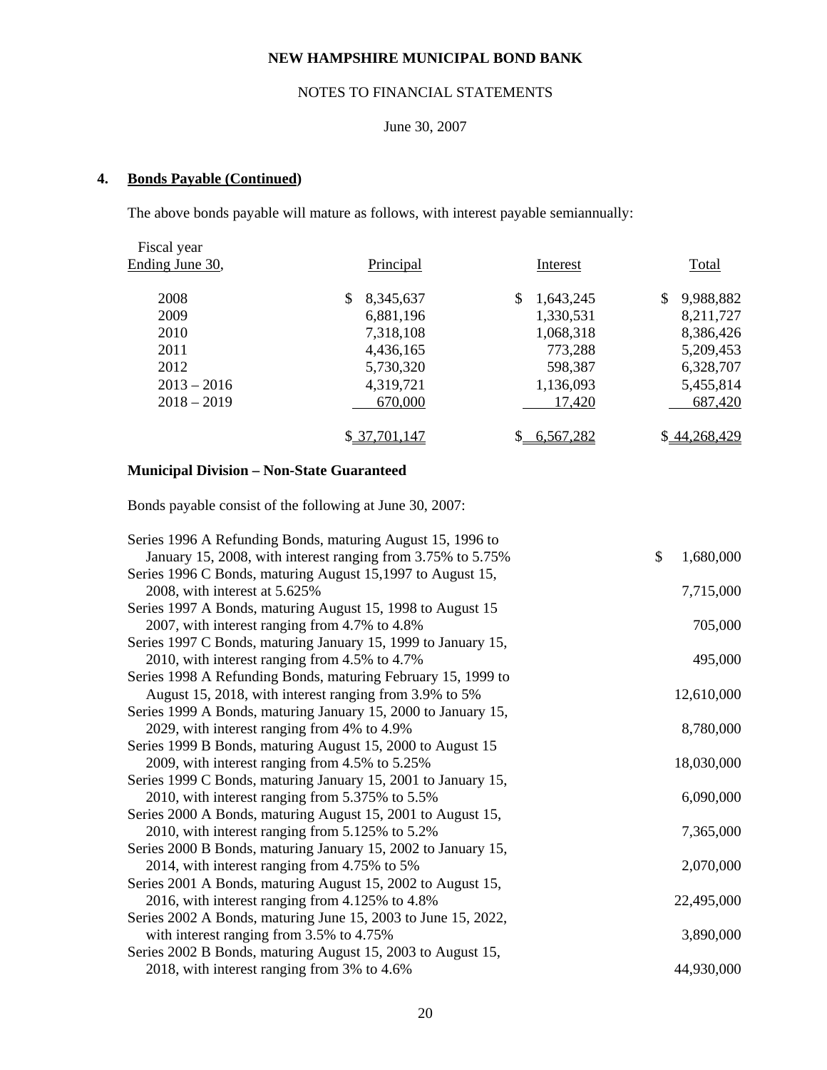**NEW HAMPSHIRE MUNICIPAL BOND BANK**

NOTES TO FINANCIAL STATEMENTS

June 30, 2007

## 4. Bonds Payable (Continued)

The above bonds payable will mature as follows, with interest payable semiannually:

| Fiscal year Ending June 30, | Principal | Interest | Total |
|---|---|---|---|
| 2008 | $ 8,345,637 | $ 1,643,245 | $ 9,988,882 |
| 2009 | 6,881,196 | 1,330,531 | 8,211,727 |
| 2010 | 7,318,108 | 1,068,318 | 8,386,426 |
| 2011 | 4,436,165 | 773,288 | 5,209,453 |
| 2012 | 5,730,320 | 598,387 | 6,328,707 |
| 2013 – 2016 | 4,319,721 | 1,136,093 | 5,455,814 |
| 2018 – 2019 | 670,000 | 17,420 | 687,420 |
| | $ 37,701,147 | $ 6,567,282 | $ 44,268,429 |

### Municipal Division – Non-State Guaranteed

Bonds payable consist of the following at June 30, 2007:

| Description | Amount |
|---|---|
| Series 1996 A Refunding Bonds, maturing August 15, 1996 to January 15, 2008, with interest ranging from 3.75% to 5.75% | $ 1,680,000 |
| Series 1996 C Bonds, maturing August 15,1997 to August 15, 2008, with interest at 5.625% | 7,715,000 |
| Series 1997 A Bonds, maturing August 15, 1998 to August 15 2007, with interest ranging from 4.7% to 4.8% | 705,000 |
| Series 1997 C Bonds, maturing January 15, 1999 to January 15, 2010, with interest ranging from 4.5% to 4.7% | 495,000 |
| Series 1998 A Refunding Bonds, maturing February 15, 1999 to August 15, 2018, with interest ranging from 3.9% to 5% | 12,610,000 |
| Series 1999 A Bonds, maturing January 15, 2000 to January 15, 2029, with interest ranging from 4% to 4.9% | 8,780,000 |
| Series 1999 B Bonds, maturing August 15, 2000 to August 15 2009, with interest ranging from 4.5% to 5.25% | 18,030,000 |
| Series 1999 C Bonds, maturing January 15, 2001 to January 15, 2010, with interest ranging from 5.375% to 5.5% | 6,090,000 |
| Series 2000 A Bonds, maturing August 15, 2001 to August 15, 2010, with interest ranging from 5.125% to 5.2% | 7,365,000 |
| Series 2000 B Bonds, maturing January 15, 2002 to January 15, 2014, with interest ranging from 4.75% to 5% | 2,070,000 |
| Series 2001 A Bonds, maturing August 15, 2002 to August 15, 2016, with interest ranging from 4.125% to 4.8% | 22,495,000 |
| Series 2002 A Bonds, maturing June 15, 2003 to June 15, 2022, with interest ranging from 3.5% to 4.75% | 3,890,000 |
| Series 2002 B Bonds, maturing August 15, 2003 to August 15, 2018, with interest ranging from 3% to 4.6% | 44,930,000 |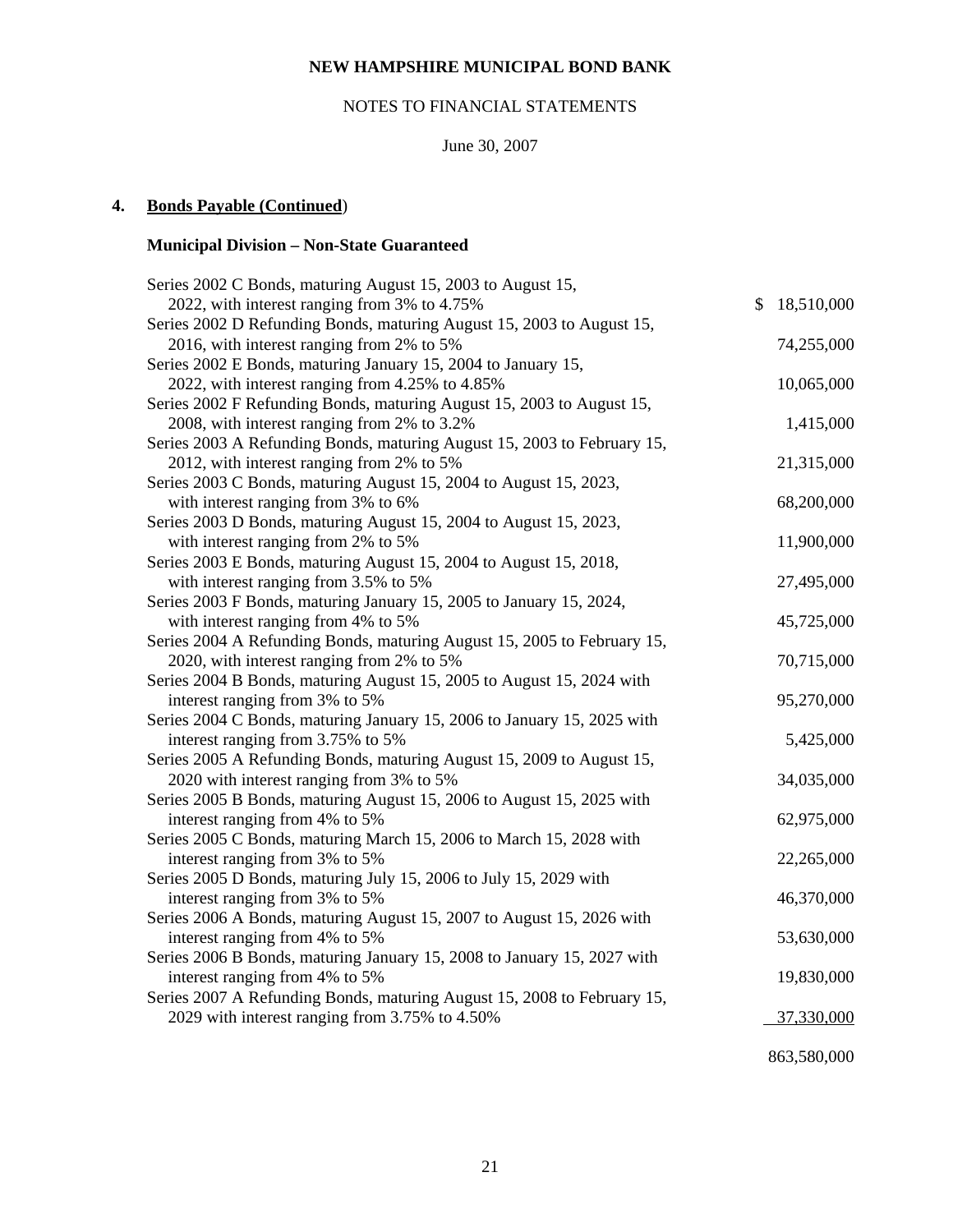**NEW HAMPSHIRE MUNICIPAL BOND BANK**

NOTES TO FINANCIAL STATEMENTS

June 30, 2007

**4. Bonds Payable (Continued)**

**Municipal Division – Non-State Guaranteed**

| Description | Amount |
|---|---|
| Series 2002 C Bonds, maturing August 15, 2003 to August 15, 2022, with interest ranging from 3% to 4.75% | $ 18,510,000 |
| Series 2002 D Refunding Bonds, maturing August 15, 2003 to August 15, 2016, with interest ranging from 2% to 5% | 74,255,000 |
| Series 2002 E Bonds, maturing January 15, 2004 to January 15, 2022, with interest ranging from 4.25% to 4.85% | 10,065,000 |
| Series 2002 F Refunding Bonds, maturing August 15, 2003 to August 15, 2008, with interest ranging from 2% to 3.2% | 1,415,000 |
| Series 2003 A Refunding Bonds, maturing August 15, 2003 to February 15, 2012, with interest ranging from 2% to 5% | 21,315,000 |
| Series 2003 C Bonds, maturing August 15, 2004 to August 15, 2023, with interest ranging from 3% to 6% | 68,200,000 |
| Series 2003 D Bonds, maturing August 15, 2004 to August 15, 2023, with interest ranging from 2% to 5% | 11,900,000 |
| Series 2003 E Bonds, maturing August 15, 2004 to August 15, 2018, with interest ranging from 3.5% to 5% | 27,495,000 |
| Series 2003 F Bonds, maturing January 15, 2005 to January 15, 2024, with interest ranging from 4% to 5% | 45,725,000 |
| Series 2004 A Refunding Bonds, maturing August 15, 2005 to February 15, 2020, with interest ranging from 2% to 5% | 70,715,000 |
| Series 2004 B Bonds, maturing August 15, 2005 to August 15, 2024 with interest ranging from 3% to 5% | 95,270,000 |
| Series 2004 C Bonds, maturing January 15, 2006 to January 15, 2025 with interest ranging from 3.75% to 5% | 5,425,000 |
| Series 2005 A Refunding Bonds, maturing August 15, 2009 to August 15, 2020 with interest ranging from 3% to 5% | 34,035,000 |
| Series 2005 B Bonds, maturing August 15, 2006 to August 15, 2025 with interest ranging from 4% to 5% | 62,975,000 |
| Series 2005 C Bonds, maturing March 15, 2006 to March 15, 2028 with interest ranging from 3% to 5% | 22,265,000 |
| Series 2005 D Bonds, maturing July 15, 2006 to July 15, 2029 with interest ranging from 3% to 5% | 46,370,000 |
| Series 2006 A Bonds, maturing August 15, 2007 to August 15, 2026 with interest ranging from 4% to 5% | 53,630,000 |
| Series 2006 B Bonds, maturing January 15, 2008 to January 15, 2027 with interest ranging from 4% to 5% | 19,830,000 |
| Series 2007 A Refunding Bonds, maturing August 15, 2008 to February 15, 2029 with interest ranging from 3.75% to 4.50% | 37,330,000 |
| | 863,580,000 |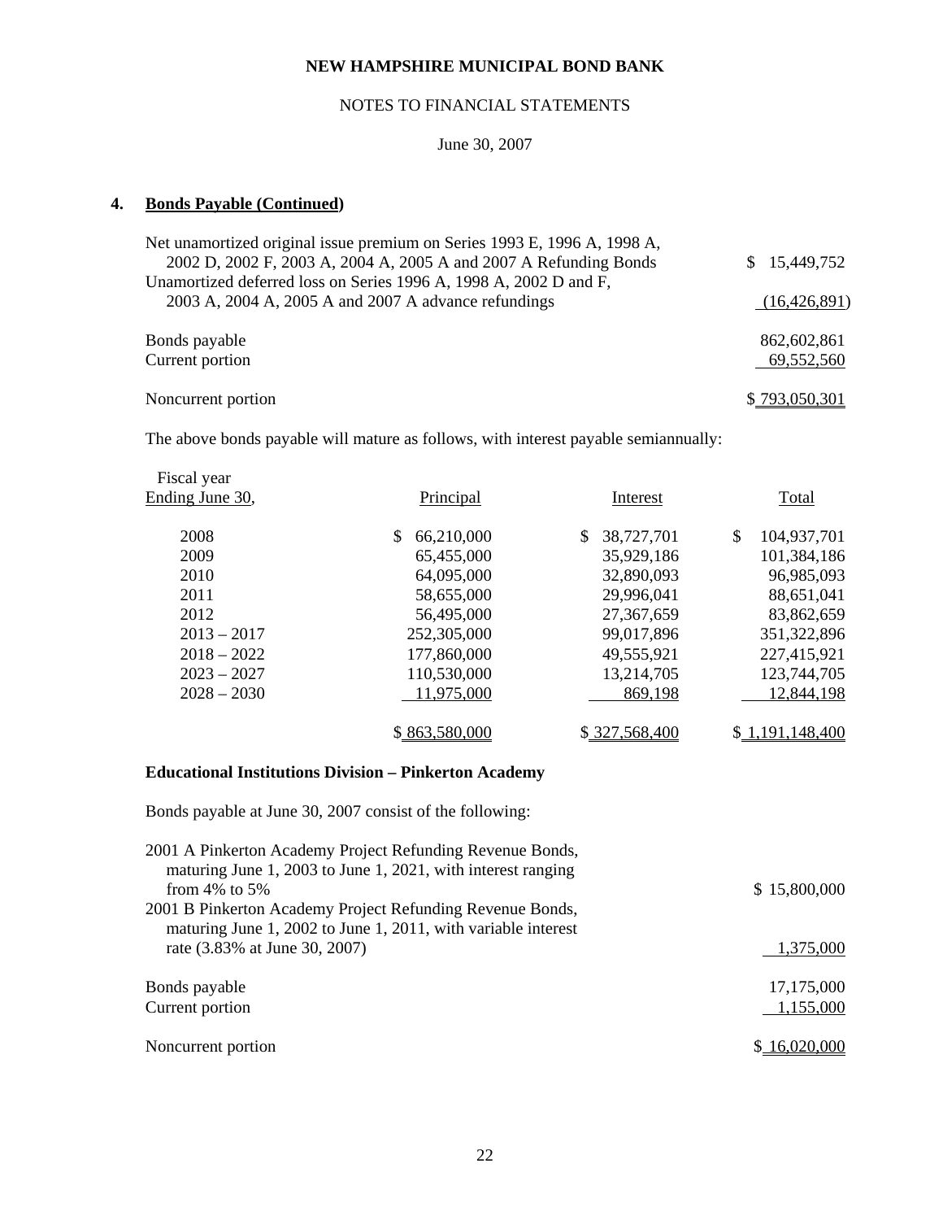NEW HAMPSHIRE MUNICIPAL BOND BANK

NOTES TO FINANCIAL STATEMENTS

June 30, 2007

## 4. Bonds Payable (Continued)

| | |
|---|---|
| Net unamortized original issue premium on Series 1993 E, 1996 A, 1998 A, 2002 D, 2002 F, 2003 A, 2004 A, 2005 A and 2007 A Refunding Bonds | $ 15,449,752 |
| Unamortized deferred loss on Series 1996 A, 1998 A, 2002 D and F, 2003 A, 2004 A, 2005 A and 2007 A advance refundings | (16,426,891) |
| Bonds payable | 862,602,861 |
| Current portion | 69,552,560 |
| Noncurrent portion | $ 793,050,301 |

The above bonds payable will mature as follows, with interest payable semiannually:

| Fiscal year Ending June 30, | Principal | Interest | Total |
|---|---|---|---|
| 2008 | $ 66,210,000 | $ 38,727,701 | $ 104,937,701 |
| 2009 | 65,455,000 | 35,929,186 | 101,384,186 |
| 2010 | 64,095,000 | 32,890,093 | 96,985,093 |
| 2011 | 58,655,000 | 29,996,041 | 88,651,041 |
| 2012 | 56,495,000 | 27,367,659 | 83,862,659 |
| 2013 – 2017 | 252,305,000 | 99,017,896 | 351,322,896 |
| 2018 – 2022 | 177,860,000 | 49,555,921 | 227,415,921 |
| 2023 – 2027 | 110,530,000 | 13,214,705 | 123,744,705 |
| 2028 – 2030 | 11,975,000 | 869,198 | 12,844,198 |
| | $ 863,580,000 | $ 327,568,400 | $ 1,191,148,400 |

**Educational Institutions Division – Pinkerton Academy**

Bonds payable at June 30, 2007 consist of the following:

| | |
|---|---|
| 2001 A Pinkerton Academy Project Refunding Revenue Bonds, maturing June 1, 2003 to June 1, 2021, with interest ranging from 4% to 5% | $ 15,800,000 |
| 2001 B Pinkerton Academy Project Refunding Revenue Bonds, maturing June 1, 2002 to June 1, 2011, with variable interest rate (3.83% at June 30, 2007) | 1,375,000 |
| Bonds payable | 17,175,000 |
| Current portion | 1,155,000 |
| Noncurrent portion | $ 16,020,000 |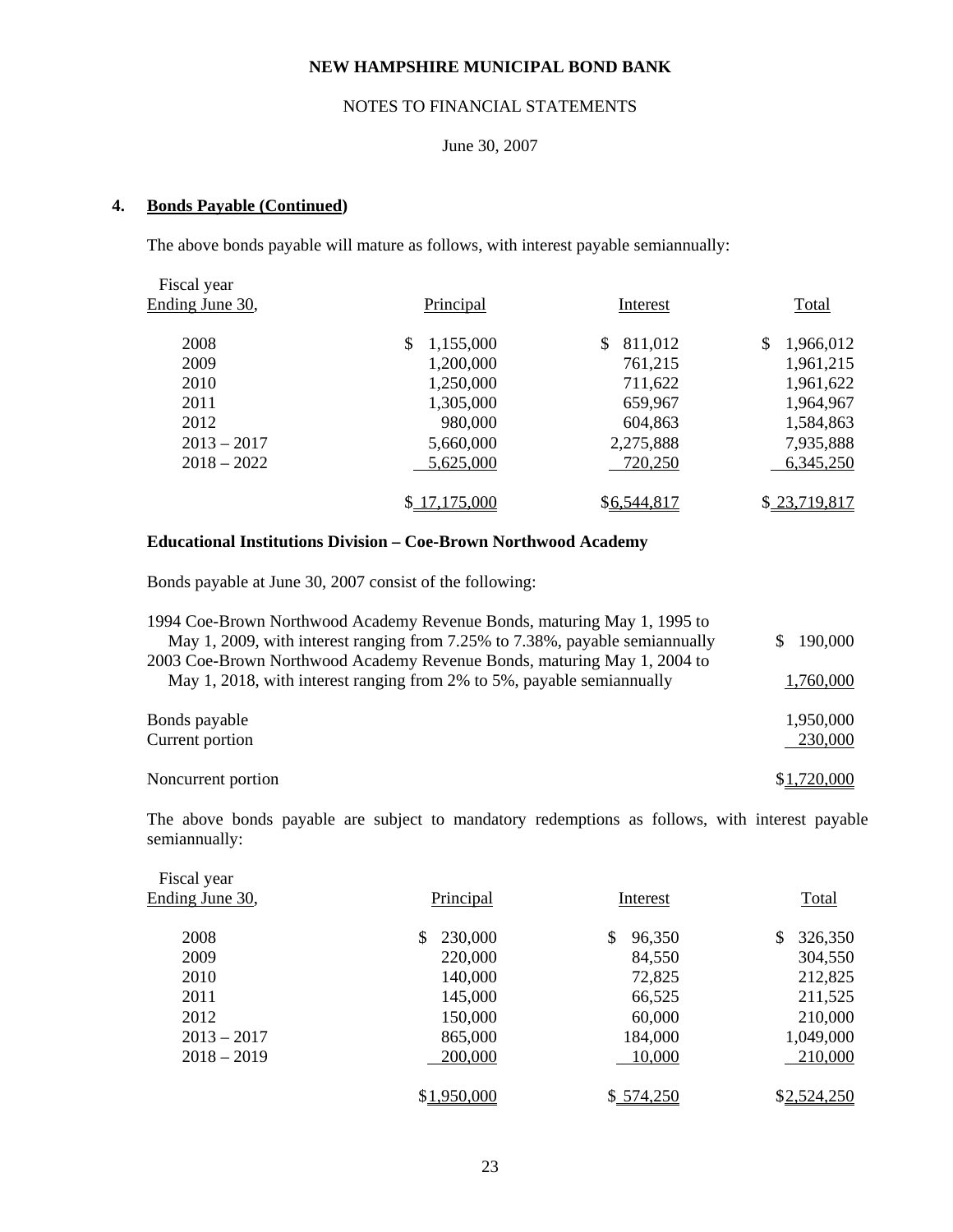### 4. Bonds Payable (Continued)

The above bonds payable will mature as follows, with interest payable semiannually:

| Fiscal year Ending June 30, | Principal | Interest | Total |
|---|---|---|---|
| 2008 | $ 1,155,000 | $ 811,012 | $ 1,966,012 |
| 2009 | 1,200,000 | 761,215 | 1,961,215 |
| 2010 | 1,250,000 | 711,622 | 1,961,622 |
| 2011 | 1,305,000 | 659,967 | 1,964,967 |
| 2012 | 980,000 | 604,863 | 1,584,863 |
| 2013 – 2017 | 5,660,000 | 2,275,888 | 7,935,888 |
| 2018 – 2022 | 5,625,000 | 720,250 | 6,345,250 |
| | $ 17,175,000 | $6,544,817 | $ 23,719,817 |

**Educational Institutions Division – Coe-Brown Northwood Academy**

Bonds payable at June 30, 2007 consist of the following:

| | |
|---|---|
| 1994 Coe-Brown Northwood Academy Revenue Bonds, maturing May 1, 1995 to May 1, 2009, with interest ranging from 7.25% to 7.38%, payable semiannually | $ 190,000 |
| 2003 Coe-Brown Northwood Academy Revenue Bonds, maturing May 1, 2004 to May 1, 2018, with interest ranging from 2% to 5%, payable semiannually | 1,760,000 |
| Bonds payable | 1,950,000 |
| Current portion | 230,000 |
| Noncurrent portion | $1,720,000 |

The above bonds payable are subject to mandatory redemptions as follows, with interest payable semiannually:

| Fiscal year Ending June 30, | Principal | Interest | Total |
|---|---|---|---|
| 2008 | $ 230,000 | $ 96,350 | $ 326,350 |
| 2009 | 220,000 | 84,550 | 304,550 |
| 2010 | 140,000 | 72,825 | 212,825 |
| 2011 | 145,000 | 66,525 | 211,525 |
| 2012 | 150,000 | 60,000 | 210,000 |
| 2013 – 2017 | 865,000 | 184,000 | 1,049,000 |
| 2018 – 2019 | 200,000 | 10,000 | 210,000 |
| | $1,950,000 | $ 574,250 | $2,524,250 |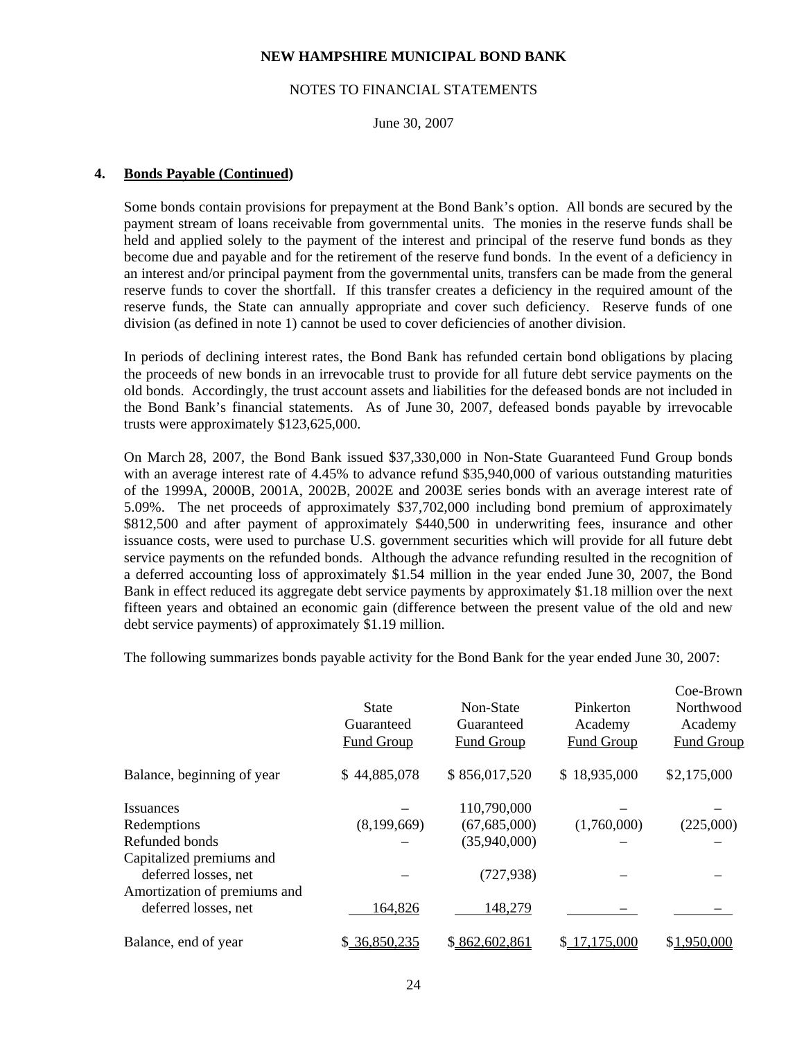NEW HAMPSHIRE MUNICIPAL BOND BANK

NOTES TO FINANCIAL STATEMENTS

June 30, 2007

## 4. Bonds Payable (Continued)

Some bonds contain provisions for prepayment at the Bond Bank's option. All bonds are secured by the payment stream of loans receivable from governmental units. The monies in the reserve funds shall be held and applied solely to the payment of the interest and principal of the reserve fund bonds as they become due and payable and for the retirement of the reserve fund bonds. In the event of a deficiency in an interest and/or principal payment from the governmental units, transfers can be made from the general reserve funds to cover the shortfall. If this transfer creates a deficiency in the required amount of the reserve funds, the State can annually appropriate and cover such deficiency. Reserve funds of one division (as defined in note 1) cannot be used to cover deficiencies of another division.

In periods of declining interest rates, the Bond Bank has refunded certain bond obligations by placing the proceeds of new bonds in an irrevocable trust to provide for all future debt service payments on the old bonds. Accordingly, the trust account assets and liabilities for the defeased bonds are not included in the Bond Bank's financial statements. As of June 30, 2007, defeased bonds payable by irrevocable trusts were approximately $123,625,000.

On March 28, 2007, the Bond Bank issued $37,330,000 in Non-State Guaranteed Fund Group bonds with an average interest rate of 4.45% to advance refund $35,940,000 of various outstanding maturities of the 1999A, 2000B, 2001A, 2002B, 2002E and 2003E series bonds with an average interest rate of 5.09%. The net proceeds of approximately $37,702,000 including bond premium of approximately $812,500 and after payment of approximately $440,500 in underwriting fees, insurance and other issuance costs, were used to purchase U.S. government securities which will provide for all future debt service payments on the refunded bonds. Although the advance refunding resulted in the recognition of a deferred accounting loss of approximately $1.54 million in the year ended June 30, 2007, the Bond Bank in effect reduced its aggregate debt service payments by approximately $1.18 million over the next fifteen years and obtained an economic gain (difference between the present value of the old and new debt service payments) of approximately $1.19 million.

The following summarizes bonds payable activity for the Bond Bank for the year ended June 30, 2007:

| | State Guaranteed Fund Group | Non-State Guaranteed Fund Group | Pinkerton Academy Fund Group | Coe-Brown Northwood Academy Fund Group |
|---|---|---|---|---|
| Balance, beginning of year | $ 44,885,078 | $ 856,017,520 | $ 18,935,000 | $2,175,000 |
| Issuances | – | 110,790,000 | – | – |
| Redemptions | (8,199,669) | (67,685,000) | (1,760,000) | (225,000) |
| Refunded bonds | – | (35,940,000) | – | – |
| Capitalized premiums and deferred losses, net | – | (727,938) | – | – |
| Amortization of premiums and deferred losses, net | 164,826 | 148,279 | – | – |
| Balance, end of year | $ 36,850,235 | $ 862,602,861 | $ 17,175,000 | $1,950,000 |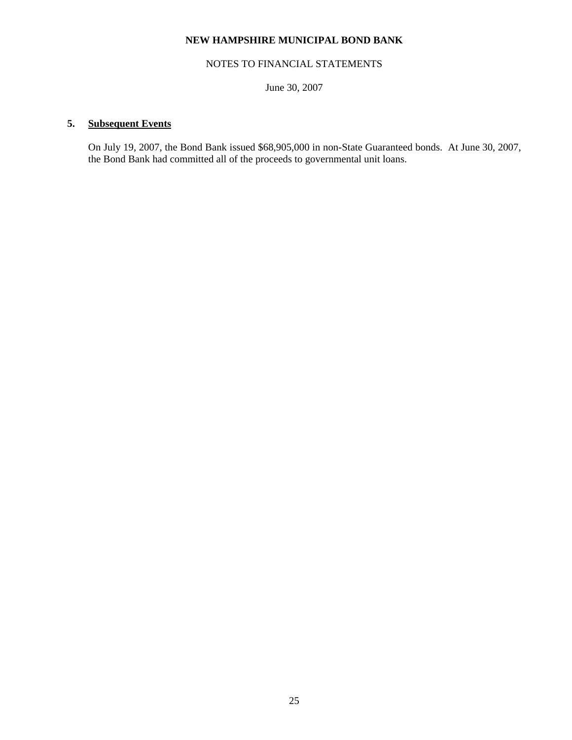**NEW HAMPSHIRE MUNICIPAL BOND BANK**

NOTES TO FINANCIAL STATEMENTS

June 30, 2007

## 5. Subsequent Events

On July 19, 2007, the Bond Bank issued $68,905,000 in non-State Guaranteed bonds. At June 30, 2007, the Bond Bank had committed all of the proceeds to governmental unit loans.